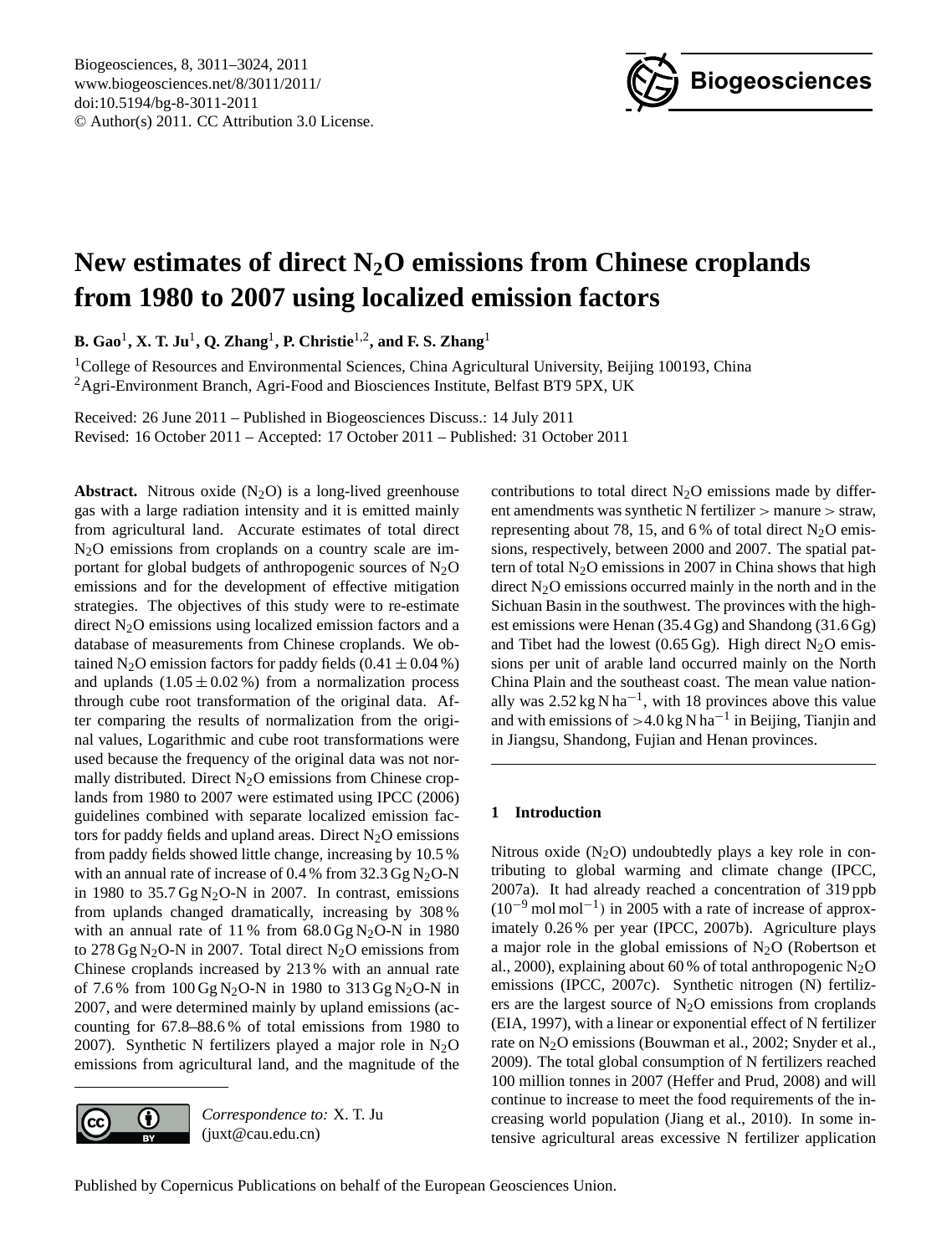# New estimates of direct $N_2O$ emissions from Chinese croplands from 1980 to 2007 using localized emission factors

**B. Gao[1], X. T. Ju[1], Q. Zhang[1], P. Christie[1,2], and F. S. Zhang[1]**

[1]College of Resources and Environmental Sciences, China Agricultural University, Beijing 100193, China
[2]Agri-Environment Branch, Agri-Food and Biosciences Institute, Belfast BT9 5PX, UK

Received: 26 June 2011 – Published in Biogeosciences Discuss.: 14 July 2011
Revised: 16 October 2011 – Accepted: 17 October 2011 – Published: 31 October 2011

**Abstract.** Nitrous oxide ($N_2O$) is a long-lived greenhouse gas with a large radiation intensity and it is emitted mainly from agricultural land. Accurate estimates of total direct $N_2O$ emissions from croplands on a country scale are important for global budgets of anthropogenic sources of $N_2O$ emissions and for the development of effective mitigation strategies. The objectives of this study were to re-estimate direct $N_2O$ emissions using localized emission factors and a database of measurements from Chinese croplands. We obtained $N_2O$ emission factors for paddy fields ($0.41 \pm 0.04$ %) and uplands ($1.05 \pm 0.02$ %) from a normalization process through cube root transformation of the original data. After comparing the results of normalization from the original values, Logarithmic and cube root transformations were used because the frequency of the original data was not normally distributed. Direct $N_2O$ emissions from Chinese croplands from 1980 to 2007 were estimated using IPCC (2006) guidelines combined with separate localized emission factors for paddy fields and upland areas. Direct $N_2O$ emissions from paddy fields showed little change, increasing by 10.5 % with an annual rate of increase of 0.4 % from 32.3 Gg $N_2O$-N in 1980 to 35.7 Gg $N_2O$-N in 2007. In contrast, emissions from uplands changed dramatically, increasing by 308 % with an annual rate of 11 % from 68.0 Gg $N_2O$-N in 1980 to 278 Gg $N_2O$-N in 2007. Total direct $N_2O$ emissions from Chinese croplands increased by 213 % with an annual rate of 7.6 % from 100 Gg $N_2O$-N in 1980 to 313 Gg $N_2O$-N in 2007, and were determined mainly by upland emissions (accounting for 67.8–88.6 % of total emissions from 1980 to 2007). Synthetic N fertilizers played a major role in $N_2O$ emissions from agricultural land, and the magnitude of the contributions to total direct $N_2O$ emissions made by different amendments was synthetic N fertilizer > manure > straw, representing about 78, 15, and 6 % of total direct $N_2O$ emissions, respectively, between 2000 and 2007. The spatial pattern of total $N_2O$ emissions in 2007 in China shows that high direct $N_2O$ emissions occurred mainly in the north and in the Sichuan Basin in the southwest. The provinces with the highest emissions were Henan (35.4 Gg) and Shandong (31.6 Gg) and Tibet had the lowest (0.65 Gg). High direct $N_2O$ emissions per unit of arable land occurred mainly on the North China Plain and the southeast coast. The mean value nationally was 2.52 kg N ha$^{-1}$, with 18 provinces above this value and with emissions of >4.0 kg N ha$^{-1}$ in Beijing, Tianjin and in Jiangsu, Shandong, Fujian and Henan provinces.

*Correspondence to:* X. T. Ju (juxt@cau.edu.cn)

## 1 Introduction

Nitrous oxide ($N_2O$) undoubtedly plays a key role in contributing to global warming and climate change (IPCC, 2007a). It had already reached a concentration of 319 ppb ($10^{-9}$ mol mol$^{-1}$) in 2005 with a rate of increase of approximately 0.26 % per year (IPCC, 2007b). Agriculture plays a major role in the global emissions of $N_2O$ (Robertson et al., 2000), explaining about 60 % of total anthropogenic $N_2O$ emissions (IPCC, 2007c). Synthetic nitrogen (N) fertilizers are the largest source of $N_2O$ emissions from croplands (EIA, 1997), with a linear or exponential effect of N fertilizer rate on $N_2O$ emissions (Bouwman et al., 2002; Snyder et al., 2009). The total global consumption of N fertilizers reached 100 million tonnes in 2007 (Heffer and Prud, 2008) and will continue to increase to meet the food requirements of the increasing world population (Jiang et al., 2010). In some intensive agricultural areas excessive N fertilizer application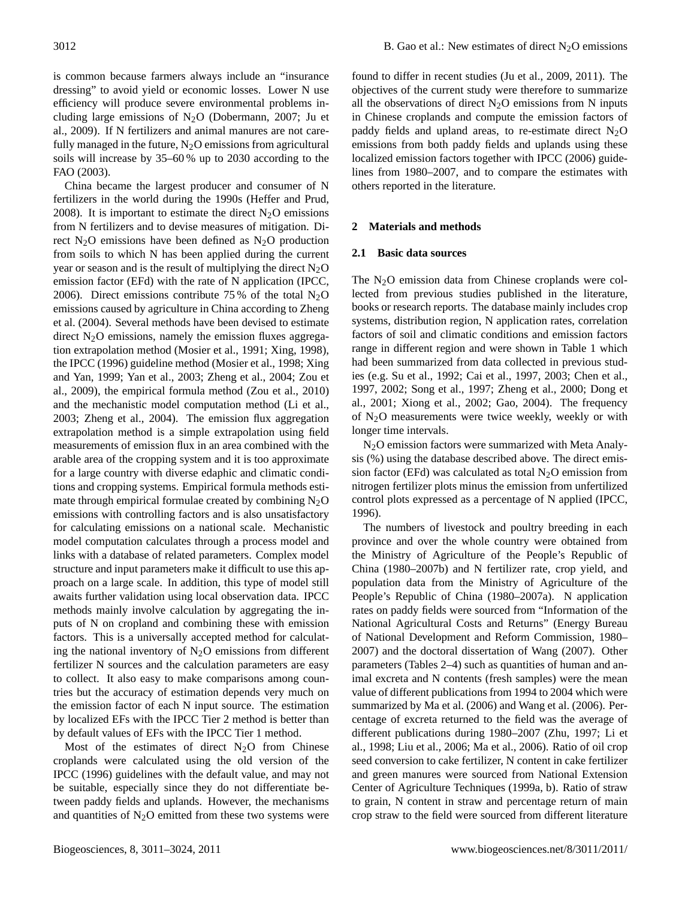is common because farmers always include an "insurance dressing" to avoid yield or economic losses. Lower N use efficiency will produce severe environmental problems including large emissions of $N_2O$ (Dobermann, 2007; Ju et al., 2009). If N fertilizers and animal manures are not carefully managed in the future, $N_2O$ emissions from agricultural soils will increase by 35–60 % up to 2030 according to the FAO (2003).

China became the largest producer and consumer of N fertilizers in the world during the 1990s (Heffer and Prud, 2008). It is important to estimate the direct $N_2O$ emissions from N fertilizers and to devise measures of mitigation. Direct $N_2O$ emissions have been defined as $N_2O$ production from soils to which N has been applied during the current year or season and is the result of multiplying the direct $N_2O$ emission factor (EFd) with the rate of N application (IPCC, 2006). Direct emissions contribute 75 % of the total $N_2O$ emissions caused by agriculture in China according to Zheng et al. (2004). Several methods have been devised to estimate direct $N_2O$ emissions, namely the emission fluxes aggregation extrapolation method (Mosier et al., 1991; Xing, 1998), the IPCC (1996) guideline method (Mosier et al., 1998; Xing and Yan, 1999; Yan et al., 2003; Zheng et al., 2004; Zou et al., 2009), the empirical formula method (Zou et al., 2010) and the mechanistic model computation method (Li et al., 2003; Zheng et al., 2004). The emission flux aggregation extrapolation method is a simple extrapolation using field measurements of emission flux in an area combined with the arable area of the cropping system and it is too approximate for a large country with diverse edaphic and climatic conditions and cropping systems. Empirical formula methods estimate through empirical formulae created by combining $N_2O$ emissions with controlling factors and is also unsatisfactory for calculating emissions on a national scale. Mechanistic model computation calculates through a process model and links with a database of related parameters. Complex model structure and input parameters make it difficult to use this approach on a large scale. In addition, this type of model still awaits further validation using local observation data. IPCC methods mainly involve calculation by aggregating the inputs of N on cropland and combining these with emission factors. This is a universally accepted method for calculating the national inventory of $N_2O$ emissions from different fertilizer N sources and the calculation parameters are easy to collect. It also easy to make comparisons among countries but the accuracy of estimation depends very much on the emission factor of each N input source. The estimation by localized EFs with the IPCC Tier 2 method is better than by default values of EFs with the IPCC Tier 1 method.

Most of the estimates of direct $N_2O$ from Chinese croplands were calculated using the old version of the IPCC (1996) guidelines with the default value, and may not be suitable, especially since they do not differentiate between paddy fields and uplands. However, the mechanisms and quantities of $N_2O$ emitted from these two systems were found to differ in recent studies (Ju et al., 2009, 2011). The objectives of the current study were therefore to summarize all the observations of direct $N_2O$ emissions from N inputs in Chinese croplands and compute the emission factors of paddy fields and upland areas, to re-estimate direct $N_2O$ emissions from both paddy fields and uplands using these localized emission factors together with IPCC (2006) guidelines from 1980–2007, and to compare the estimates with others reported in the literature.

## 2 Materials and methods

### 2.1 Basic data sources

The $N_2O$ emission data from Chinese croplands were collected from previous studies published in the literature, books or research reports. The database mainly includes crop systems, distribution region, N application rates, correlation factors of soil and climatic conditions and emission factors range in different region and were shown in Table 1 which had been summarized from data collected in previous studies (e.g. Su et al., 1992; Cai et al., 1997, 2003; Chen et al., 1997, 2002; Song et al., 1997; Zheng et al., 2000; Dong et al., 2001; Xiong et al., 2002; Gao, 2004). The frequency of $N_2O$ measurements were twice weekly, weekly or with longer time intervals.

$N_2O$ emission factors were summarized with Meta Analysis (%) using the database described above. The direct emission factor (EFd) was calculated as total $N_2O$ emission from nitrogen fertilizer plots minus the emission from unfertilized control plots expressed as a percentage of N applied (IPCC, 1996).

The numbers of livestock and poultry breeding in each province and over the whole country were obtained from the Ministry of Agriculture of the People's Republic of China (1980–2007b) and N fertilizer rate, crop yield, and population data from the Ministry of Agriculture of the People's Republic of China (1980–2007a). N application rates on paddy fields were sourced from "Information of the National Agricultural Costs and Returns" (Energy Bureau of National Development and Reform Commission, 1980–2007) and the doctoral dissertation of Wang (2007). Other parameters (Tables 2–4) such as quantities of human and animal excreta and N contents (fresh samples) were the mean value of different publications from 1994 to 2004 which were summarized by Ma et al. (2006) and Wang et al. (2006). Percentage of excreta returned to the field was the average of different publications during 1980–2007 (Zhu, 1997; Li et al., 1998; Liu et al., 2006; Ma et al., 2006). Ratio of oil crop seed conversion to cake fertilizer, N content in cake fertilizer and green manures were sourced from National Extension Center of Agriculture Techniques (1999a, b). Ratio of straw to grain, N content in straw and percentage return of main crop straw to the field were sourced from different literature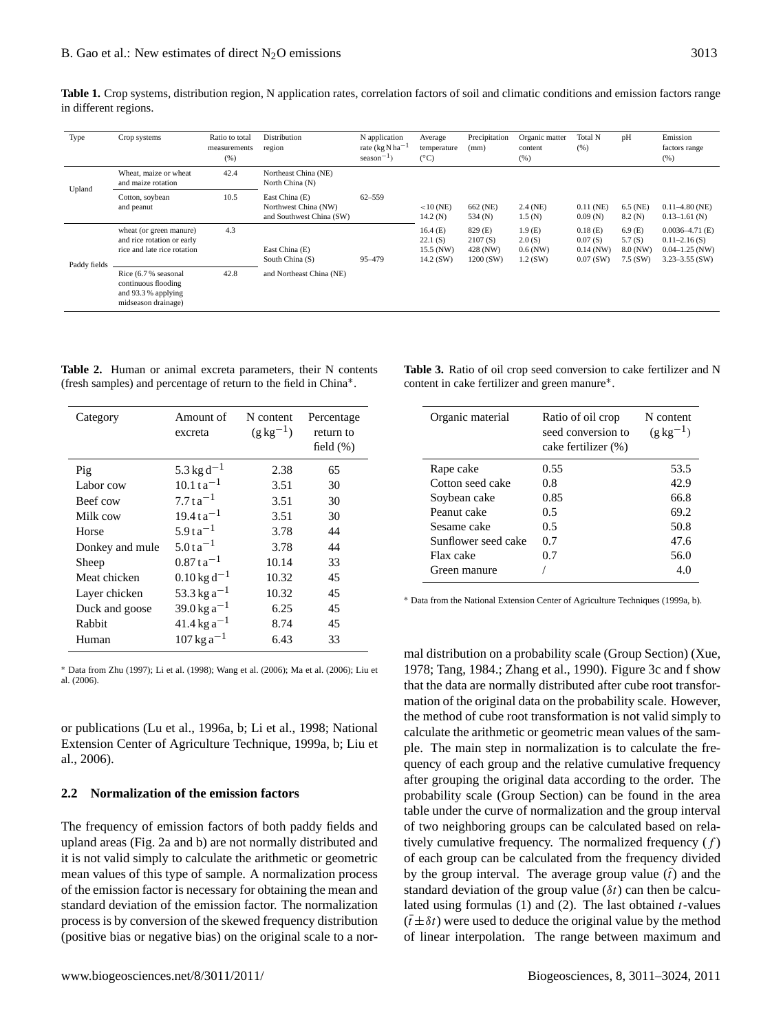**Table 1.** Crop systems, distribution region, N application rates, correlation factors of soil and climatic conditions and emission factors range in different regions.

| Type | Crop systems | Ratio to total measurements (%) | Distribution region | N application rate (kg N $ha^{-1}$ $season^{-1}$) | Average temperature (°C) | Precipitation (mm) | Organic matter content (%) | Total N (%) | pH | Emission factors range (%) |
|---|---|---|---|---|---|---|---|---|---|---|
| Upland | Wheat, maize or wheat and maize rotation | 42.4 | Northeast China (NE) North China (N) | 62–559 | <10 (NE) 14.2 (N) | 662 (NE) 534 (N) | 2.4 (NE) 1.5 (N) | 0.11 (NE) 0.09 (N) | 6.5 (NE) 8.2 (N) | 0.11–4.80 (NE) 0.13–1.61 (N) |
| | Cotton, soybean and peanut | 10.5 | East China (E) Northwest China (NW) and Southwest China (SW) | | | | | | | |
| Paddy fields | wheat (or green manure) and rice rotation or early rice and late rice rotation | 4.3 | East China (E) South China (S) and Northeast China (NE) | 95–479 | 16.4 (E) 22.1 (S) 15.5 (NW) 14.2 (SW) | 829 (E) 2107 (S) 428 (NW) 1200 (SW) | 1.9 (E) 2.0 (S) 0.6 (NW) 1.2 (SW) | 0.18 (E) 0.07 (S) 0.14 (NW) 0.07 (SW) | 6.9 (E) 5.7 (S) 8.0 (NW) 7.5 (SW) | 0.0036–4.71 (E) 0.11–2.16 (S) 0.04–1.25 (NW) 3.23–3.55 (SW) |
| | Rice (6.7 % seasonal continuous flooding and 93.3 % applying midseason drainage) | 42.8 | | | | | | | | |

**Table 2.** Human or animal excreta parameters, their N contents (fresh samples) and percentage of return to the field in China*.

| Category | Amount of excreta | N content ($g\,kg^{-1}$) | Percentage return to field (%) |
|---|---|---|---|
| Pig | $5.3\,kg\,d^{-1}$ | 2.38 | 65 |
| Labor cow | $10.1\,t\,a^{-1}$ | 3.51 | 30 |
| Beef cow | $7.7\,t\,a^{-1}$ | 3.51 | 30 |
| Milk cow | $19.4\,t\,a^{-1}$ | 3.51 | 30 |
| Horse | $5.9\,t\,a^{-1}$ | 3.78 | 44 |
| Donkey and mule | $5.0\,t\,a^{-1}$ | 3.78 | 44 |
| Sheep | $0.87\,t\,a^{-1}$ | 10.14 | 33 |
| Meat chicken | $0.10\,kg\,d^{-1}$ | 10.32 | 45 |
| Layer chicken | $53.3\,kg\,a^{-1}$ | 10.32 | 45 |
| Duck and goose | $39.0\,kg\,a^{-1}$ | 6.25 | 45 |
| Rabbit | $41.4\,kg\,a^{-1}$ | 8.74 | 45 |
| Human | $107\,kg\,a^{-1}$ | 6.43 | 33 |

* Data from Zhu (1997); Li et al. (1998); Wang et al. (2006); Ma et al. (2006); Liu et al. (2006).

**Table 3.** Ratio of oil crop seed conversion to cake fertilizer and N content in cake fertilizer and green manure*.

| Organic material | Ratio of oil crop seed conversion to cake fertilizer (%) | N content ($g\,kg^{-1}$) |
|---|---|---|
| Rape cake | 0.55 | 53.5 |
| Cotton seed cake | 0.8 | 42.9 |
| Soybean cake | 0.85 | 66.8 |
| Peanut cake | 0.5 | 69.2 |
| Sesame cake | 0.5 | 50.8 |
| Sunflower seed cake | 0.7 | 47.6 |
| Flax cake | 0.7 | 56.0 |
| Green manure | / | 4.0 |

* Data from the National Extension Center of Agriculture Techniques (1999a, b).

or publications (Lu et al., 1996a, b; Li et al., 1998; National Extension Center of Agriculture Technique, 1999a, b; Liu et al., 2006).

### 2.2 Normalization of the emission factors

The frequency of emission factors of both paddy fields and upland areas (Fig. 2a and b) are not normally distributed and it is not valid simply to calculate the arithmetic or geometric mean values of this type of sample. A normalization process of the emission factor is necessary for obtaining the mean and standard deviation of the emission factor. The normalization process is by conversion of the skewed frequency distribution (positive bias or negative bias) on the original scale to a normal distribution on a probability scale (Group Section) (Xue, 1978; Tang, 1984.; Zhang et al., 1990). Figure 3c and f show that the data are normally distributed after cube root transformation of the original data on the probability scale. However, the method of cube root transformation is not valid simply to calculate the arithmetic or geometric mean values of the sample. The main step in normalization is to calculate the frequency of each group and the relative cumulative frequency after grouping the original data according to the order. The probability scale (Group Section) can be found in the area table under the curve of normalization and the group interval of two neighboring groups can be calculated based on relatively cumulative frequency. The normalized frequency ($f$) of each group can be calculated from the frequency divided by the group interval. The average group value ($\bar{t}$) and the standard deviation of the group value ($\delta t$) can then be calculated using formulas (1) and (2). The last obtained $t$-values ($\bar{t} \pm \delta t$) were used to deduce the original value by the method of linear interpolation. The range between maximum and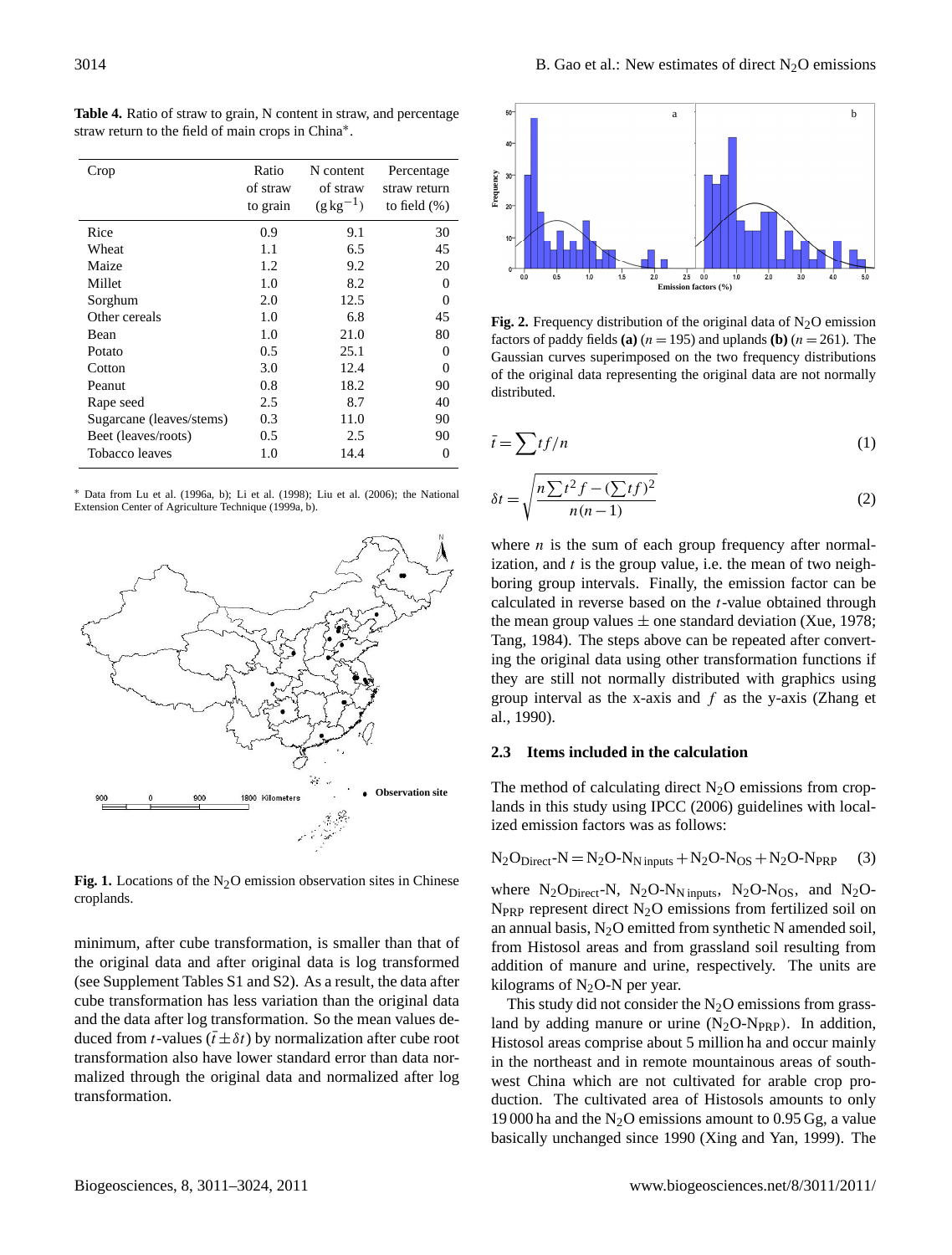**Table 4.** Ratio of straw to grain, N content in straw, and percentage straw return to the field of main crops in China*.

| Crop | Ratio of straw to grain | N content of straw ($g\,kg^{-1}$) | Percentage straw return to field (%) |
|---|---|---|---|
| Rice | 0.9 | 9.1 | 30 |
| Wheat | 1.1 | 6.5 | 45 |
| Maize | 1.2 | 9.2 | 20 |
| Millet | 1.0 | 8.2 | 0 |
| Sorghum | 2.0 | 12.5 | 0 |
| Other cereals | 1.0 | 6.8 | 45 |
| Bean | 1.0 | 21.0 | 80 |
| Potato | 0.5 | 25.1 | 0 |
| Cotton | 3.0 | 12.4 | 0 |
| Peanut | 0.8 | 18.2 | 90 |
| Rape seed | 2.5 | 8.7 | 40 |
| Sugarcane (leaves/stems) | 0.3 | 11.0 | 90 |
| Beet (leaves/roots) | 0.5 | 2.5 | 90 |
| Tobacco leaves | 1.0 | 14.4 | 0 |

* Data from Lu et al. (1996a, b); Li et al. (1998); Liu et al. (2006); the National Extension Center of Agriculture Technique (1999a, b).

N

900 0 900 1800 Kilometers

Observation site

**Fig. 1.** Locations of the $N_2O$ emission observation sites in Chinese croplands.

minimum, after cube transformation, is smaller than that of the original data and after original data is log transformed (see Supplement Tables S1 and S2). As a result, the data after cube transformation has less variation than the original data and the data after log transformation. So the mean values deduced from $t$-values ($\bar{t} \pm \delta t$) by normalization after cube root transformation also have lower standard error than data normalized through the original data and normalized after log transformation.

a

b

Frequency

Emission factors (%)

**Fig. 2.** Frequency distribution of the original data of $N_2O$ emission factors of paddy fields **(a)** ($n = 195$) and uplands **(b)** ($n = 261$). The Gaussian curves superimposed on the two frequency distributions of the original data representing the original data are not normally distributed.

$$\bar{t} = \sum tf/n \tag{1}$$

$$\delta t = \sqrt{\frac{n\sum t^2 f - (\sum tf)^2}{n(n-1)}} \tag{2}$$

where $n$ is the sum of each group frequency after normalization, and $t$ is the group value, i.e. the mean of two neighboring group intervals. Finally, the emission factor can be calculated in reverse based on the $t$-value obtained through the mean group values $\pm$ one standard deviation (Xue, 1978; Tang, 1984). The steps above can be repeated after converting the original data using other transformation functions if they are still not normally distributed with graphics using group interval as the x-axis and $f$ as the y-axis (Zhang et al., 1990).

### 2.3 Items included in the calculation

The method of calculating direct $N_2O$ emissions from croplands in this study using IPCC (2006) guidelines with localized emission factors was as follows:

$$N_2O_{Direct}\text{-}N = N_2O\text{-}N_{N\,inputs} + N_2O\text{-}N_{OS} + N_2O\text{-}N_{PRP} \tag{3}$$

where $N_2O_{Direct}$-N, $N_2O$-$N_{N\,inputs}$, $N_2O$-$N_{OS}$, and $N_2O$-$N_{PRP}$ represent direct $N_2O$ emissions from fertilized soil on an annual basis, $N_2O$ emitted from synthetic N amended soil, from Histosol areas and from grassland soil resulting from addition of manure and urine, respectively. The units are kilograms of $N_2O$-N per year.

This study did not consider the $N_2O$ emissions from grassland by adding manure or urine ($N_2O$-$N_{PRP}$). In addition, Histosol areas comprise about 5 million ha and occur mainly in the northeast and in remote mountainous areas of southwest China which are not cultivated for arable crop production. The cultivated area of Histosols amounts to only 19 000 ha and the $N_2O$ emissions amount to 0.95 Gg, a value basically unchanged since 1990 (Xing and Yan, 1999). The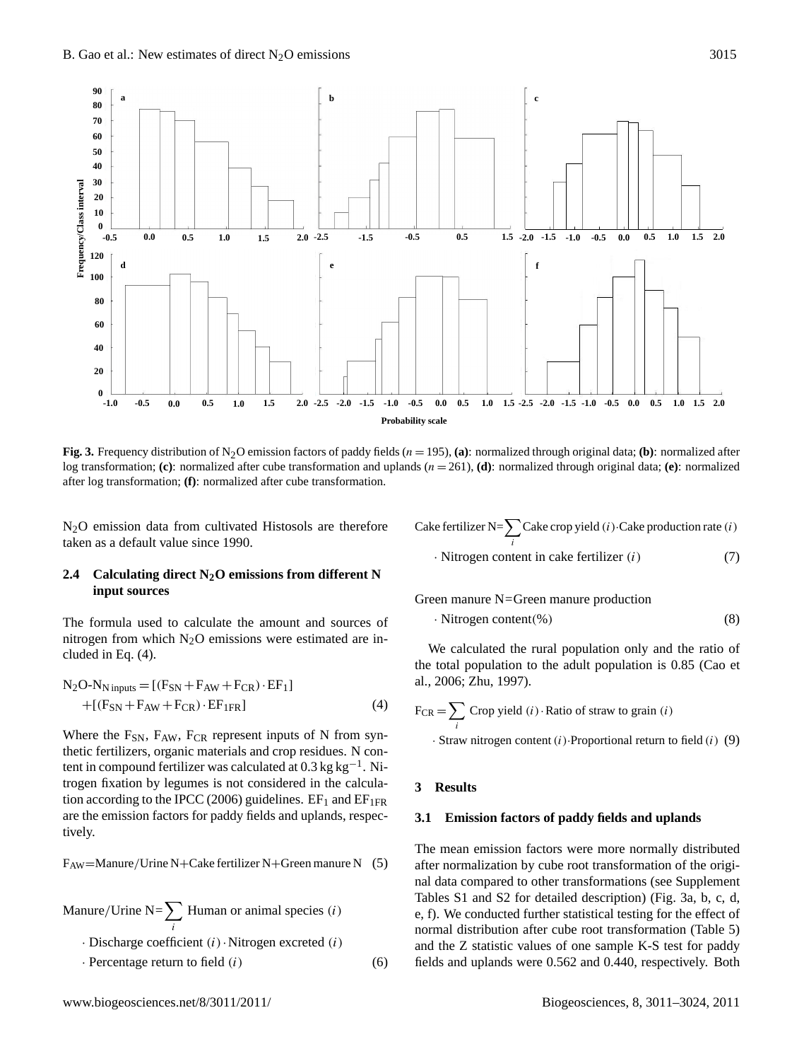a

b

c

d

e

f

Frequency/Class interval

90
80
70
60
50
40
30
20
10
0

120
100
80
60
40
20
0

-0.5 0.0 0.5 1.0 1.5 2.0

-2.5 -1.5 -0.5 0.5 1.5

-2.0 -1.5 -1.0 -0.5 0.0 0.5 1.0 1.5 2.0

-1.0 -0.5 0.0 0.5 1.0 1.5 2.0

-2.5 -2.0 -1.5 -1.0 -0.5 0.0 0.5 1.0 1.5

-2.5 -2.0 -1.5 -1.0 -0.5 0.0 0.5 1.0 1.5 2.0

Probability scale

**Fig. 3.** Frequency distribution of $N_2O$ emission factors of paddy fields ($n = 195$), **(a)**: normalized through original data; **(b)**: normalized after log transformation; **(c)**: normalized after cube transformation and uplands ($n = 261$), **(d)**: normalized through original data; **(e)**: normalized after log transformation; **(f)**: normalized after cube transformation.

$N_2O$ emission data from cultivated Histosols are therefore taken as a default value since 1990.

### 2.4 Calculating direct $N_2O$ emissions from different N input sources

The formula used to calculate the amount and sources of nitrogen from which $N_2O$ emissions were estimated are included in Eq. (4).

$$N_2O\text{-}N_{\text{N inputs}} = [(F_{SN} + F_{AW} + F_{CR}) \cdot EF_1] + [(F_{SN} + F_{AW} + F_{CR}) \cdot EF_{1FR}] \quad (4)$$

Where the $F_{SN}$, $F_{AW}$, $F_{CR}$ represent inputs of N from synthetic fertilizers, organic materials and crop residues. N content in compound fertilizer was calculated at $0.3\,\text{kg kg}^{-1}$. Nitrogen fixation by legumes is not considered in the calculation according to the IPCC (2006) guidelines. $EF_1$ and $EF_{1FR}$ are the emission factors for paddy fields and uplands, respectively.

$$F_{AW} = \text{Manure/Urine N} + \text{Cake fertilizer N} + \text{Green manure N} \quad (5)$$

$$\text{Manure/Urine N} = \sum_i \text{Human or animal species } (i) \cdot \text{Discharge coefficient } (i) \cdot \text{Nitrogen excreted } (i) \cdot \text{Percentage return to field } (i) \quad (6)$$

$$\text{Cake fertilizer N} = \sum_i \text{Cake crop yield } (i) \cdot \text{Cake production rate } (i) \cdot \text{Nitrogen content in cake fertilizer } (i) \quad (7)$$

$$\text{Green manure N} = \text{Green manure production} \cdot \text{Nitrogen content}(\%) \quad (8)$$

We calculated the rural population only and the ratio of the total population to the adult population is 0.85 (Cao et al., 2006; Zhu, 1997).

$$F_{CR} = \sum_i \text{Crop yield } (i) \cdot \text{Ratio of straw to grain } (i) \cdot \text{Straw nitrogen content } (i) \cdot \text{Proportional return to field } (i) \quad (9)$$

## 3 Results

### 3.1 Emission factors of paddy fields and uplands

The mean emission factors were more normally distributed after normalization by cube root transformation of the original data compared to other transformations (see Supplement Tables S1 and S2 for detailed description) (Fig. 3a, b, c, d, e, f). We conducted further statistical testing for the effect of normal distribution after cube root transformation (Table 5) and the Z statistic values of one sample K-S test for paddy fields and uplands were 0.562 and 0.440, respectively. Both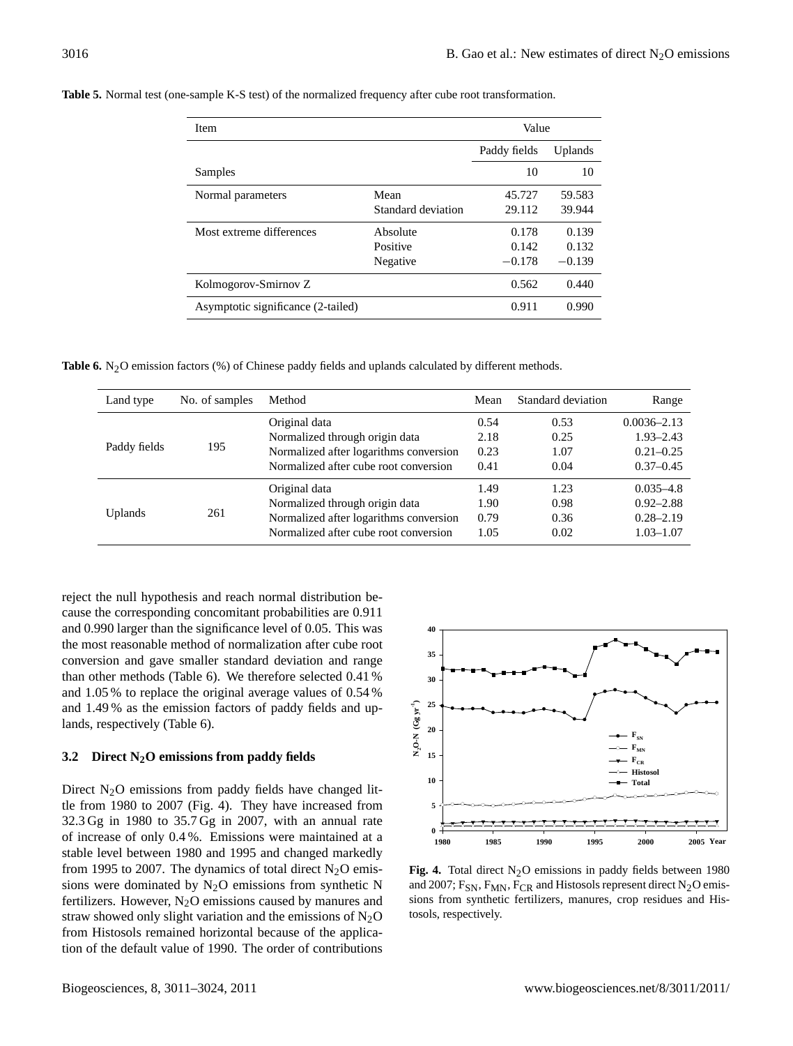**Table 5.** Normal test (one-sample K-S test) of the normalized frequency after cube root transformation.

| Item | | Value | |
|---|---|---|---|
| | | Paddy fields | Uplands |
| Samples | | 10 | 10 |
| Normal parameters | Mean | 45.727 | 59.583 |
| | Standard deviation | 29.112 | 39.944 |
| Most extreme differences | Absolute | 0.178 | 0.139 |
| | Positive | 0.142 | 0.132 |
| | Negative | −0.178 | −0.139 |
| Kolmogorov-Smirnov Z | | 0.562 | 0.440 |
| Asymptotic significance (2-tailed) | | 0.911 | 0.990 |

**Table 6.** $N_2O$ emission factors (%) of Chinese paddy fields and uplands calculated by different methods.

| Land type | No. of samples | Method | Mean | Standard deviation | Range |
|---|---|---|---|---|---|
| Paddy fields | 195 | Original data | 0.54 | 0.53 | 0.0036–2.13 |
| | | Normalized through origin data | 2.18 | 0.25 | 1.93–2.43 |
| | | Normalized after logarithms conversion | 0.23 | 1.07 | 0.21–0.25 |
| | | Normalized after cube root conversion | 0.41 | 0.04 | 0.37–0.45 |
| Uplands | 261 | Original data | 1.49 | 1.23 | 0.035–4.8 |
| | | Normalized through origin data | 1.90 | 0.98 | 0.92–2.88 |
| | | Normalized after logarithms conversion | 0.79 | 0.36 | 0.28–2.19 |
| | | Normalized after cube root conversion | 1.05 | 0.02 | 1.03–1.07 |

reject the null hypothesis and reach normal distribution because the corresponding concomitant probabilities are 0.911 and 0.990 larger than the significance level of 0.05. This was the most reasonable method of normalization after cube root conversion and gave smaller standard deviation and range than other methods (Table 6). We therefore selected 0.41 % and 1.05 % to replace the original average values of 0.54 % and 1.49 % as the emission factors of paddy fields and uplands, respectively (Table 6).

### 3.2 Direct $N_2O$ emissions from paddy fields

Direct $N_2O$ emissions from paddy fields have changed little from 1980 to 2007 (Fig. 4). They have increased from 32.3 Gg in 1980 to 35.7 Gg in 2007, with an annual rate of increase of only 0.4 %. Emissions were maintained at a stable level between 1980 and 1995 and changed markedly from 1995 to 2007. The dynamics of total direct $N_2O$ emissions were dominated by $N_2O$ emissions from synthetic N fertilizers. However, $N_2O$ emissions caused by manures and straw showed only slight variation and the emissions of $N_2O$ from Histosols remained horizontal because of the application of the default value of 1990. The order of contributions

**Fig. 4.** Total direct $N_2O$ emissions in paddy fields between 1980 and 2007; $F_{SN}$, $F_{MN}$, $F_{CR}$ and Histosols represent direct $N_2O$ emissions from synthetic fertilizers, manures, crop residues and Histosols, respectively.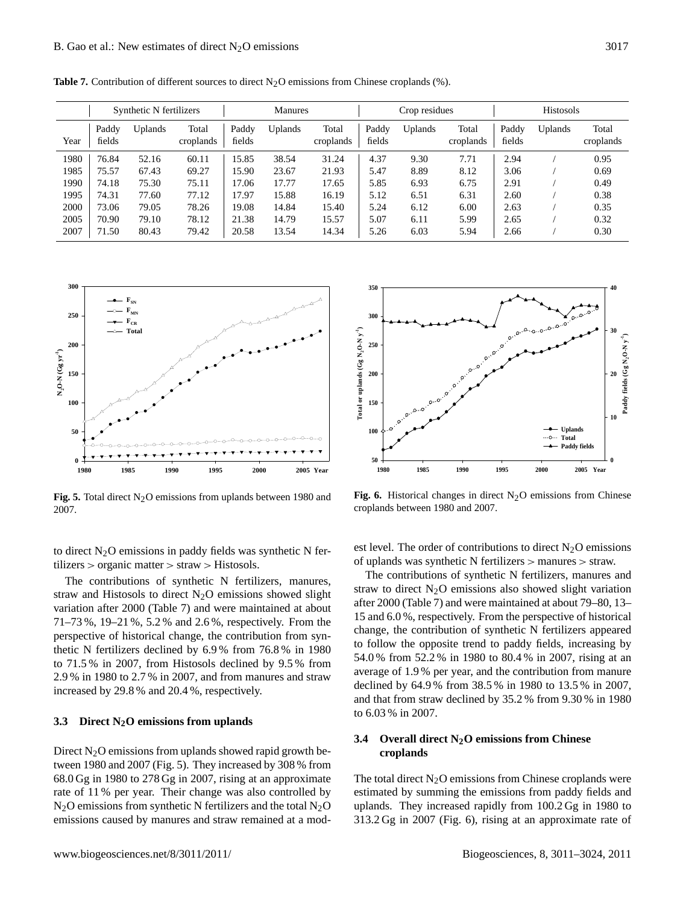**Table 7.** Contribution of different sources to direct $N_2O$ emissions from Chinese croplands (%).

| | Synthetic N fertilizers | | | Manures | | | Crop residues | | | Histosols | | |
|---|---|---|---|---|---|---|---|---|---|---|---|---|
| Year | Paddy fields | Uplands | Total croplands | Paddy fields | Uplands | Total croplands | Paddy fields | Uplands | Total croplands | Paddy fields | Uplands | Total croplands |
| 1980 | 76.84 | 52.16 | 60.11 | 15.85 | 38.54 | 31.24 | 4.37 | 9.30 | 7.71 | 2.94 | / | 0.95 |
| 1985 | 75.57 | 67.43 | 69.27 | 15.90 | 23.67 | 21.93 | 5.47 | 8.89 | 8.12 | 3.06 | / | 0.69 |
| 1990 | 74.18 | 75.30 | 75.11 | 17.06 | 17.77 | 17.65 | 5.85 | 6.93 | 6.75 | 2.91 | / | 0.49 |
| 1995 | 74.31 | 77.60 | 77.12 | 17.97 | 15.88 | 16.19 | 5.12 | 6.51 | 6.31 | 2.60 | / | 0.38 |
| 2000 | 73.06 | 79.05 | 78.26 | 19.08 | 14.84 | 15.40 | 5.24 | 6.12 | 6.00 | 2.63 | / | 0.35 |
| 2005 | 70.90 | 79.10 | 78.12 | 21.38 | 14.79 | 15.57 | 5.07 | 6.11 | 5.99 | 2.65 | / | 0.32 |
| 2007 | 71.50 | 80.43 | 79.42 | 20.58 | 13.54 | 14.34 | 5.26 | 6.03 | 5.94 | 2.66 | / | 0.30 |

300
250
200
150
100
50
0
$N_2O$-N (Gg yr$^{-1}$)
$F_{SN}$
$F_{MN}$
$F_{CR}$
Total
1980 1985 1990 1995 2000 2005 Year

**Fig. 5.** Total direct $N_2O$ emissions from uplands between 1980 and 2007.

350
300
250
200
150
100
50
Total or uplands (Gg $N_2O$-N y$^{-1}$)
40
30
20
10
0
Paddy fields (Gg $N_2O$-N y$^{-1}$)
Uplands
Total
Paddy fields
1980 1985 1990 1995 2000 2005 Year

**Fig. 6.** Historical changes in direct $N_2O$ emissions from Chinese croplands between 1980 and 2007.

to direct $N_2O$ emissions in paddy fields was synthetic N fertilizers > organic matter > straw > Histosols.

The contributions of synthetic N fertilizers, manures, straw and Histosols to direct $N_2O$ emissions showed slight variation after 2000 (Table 7) and were maintained at about 71–73 %, 19–21 %, 5.2 % and 2.6 %, respectively. From the perspective of historical change, the contribution from synthetic N fertilizers declined by 6.9 % from 76.8 % in 1980 to 71.5 % in 2007, from Histosols declined by 9.5 % from 2.9 % in 1980 to 2.7 % in 2007, and from manures and straw increased by 29.8 % and 20.4 %, respectively.

### 3.3 Direct $N_2O$ emissions from uplands

Direct $N_2O$ emissions from uplands showed rapid growth between 1980 and 2007 (Fig. 5). They increased by 308 % from 68.0 Gg in 1980 to 278 Gg in 2007, rising at an approximate rate of 11 % per year. Their change was also controlled by $N_2O$ emissions from synthetic N fertilizers and the total $N_2O$ emissions caused by manures and straw remained at a modest level. The order of contributions to direct $N_2O$ emissions of uplands was synthetic N fertilizers > manures > straw.

The contributions of synthetic N fertilizers, manures and straw to direct $N_2O$ emissions also showed slight variation after 2000 (Table 7) and were maintained at about 79–80, 13–15 and 6.0 %, respectively. From the perspective of historical change, the contribution of synthetic N fertilizers appeared to follow the opposite trend to paddy fields, increasing by 54.0 % from 52.2 % in 1980 to 80.4 % in 2007, rising at an average of 1.9 % per year, and the contribution from manure declined by 64.9 % from 38.5 % in 1980 to 13.5 % in 2007, and that from straw declined by 35.2 % from 9.30 % in 1980 to 6.03 % in 2007.

### 3.4 Overall direct $N_2O$ emissions from Chinese croplands

The total direct $N_2O$ emissions from Chinese croplands were estimated by summing the emissions from paddy fields and uplands. They increased rapidly from 100.2 Gg in 1980 to 313.2 Gg in 2007 (Fig. 6), rising at an approximate rate of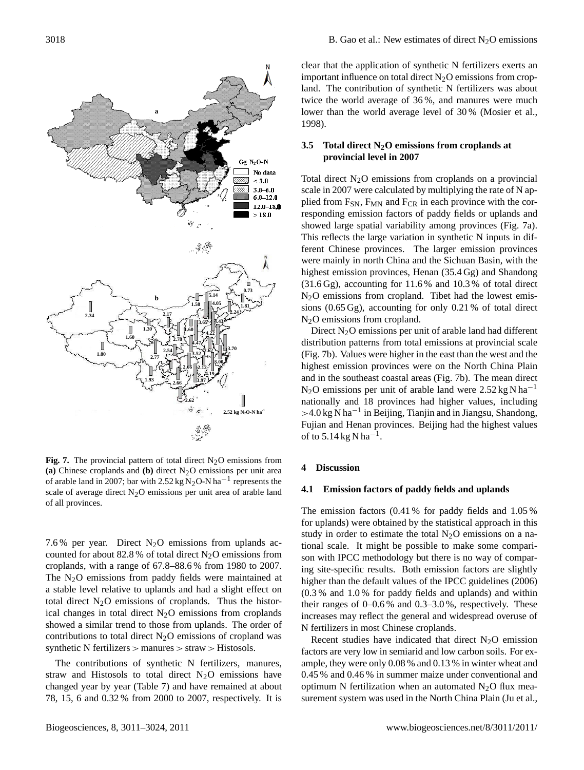a

Gg $N_2O$-N

No data

< 3.0

3.0–6.0

6.0–12.0

12.0–18.0

> 18.0

b

0.73

5.14

1.58

4.05

1.81

2.24

2.34

2.17

1.30

3.65

3.43

1.60

1.60

4.22

2.78

4.47

3.70

1.80

2.54

2.77

3.52

3.00

2.66

2.12

1.42

4.19

1.93

3.97

2.66

2.62

2.52 kg $N_2O$-N $ha^{-1}$

**Fig. 7.** The provincial pattern of total direct $N_2O$ emissions from **(a)** Chinese croplands and **(b)** direct $N_2O$ emissions per unit area of arable land in 2007; bar with 2.52 kg $N_2O$-N $ha^{-1}$ represents the scale of average direct $N_2O$ emissions per unit area of arable land of all provinces.

7.6 % per year. Direct $N_2O$ emissions from uplands accounted for about 82.8 % of total direct $N_2O$ emissions from croplands, with a range of 67.8–88.6 % from 1980 to 2007. The $N_2O$ emissions from paddy fields were maintained at a stable level relative to uplands and had a slight effect on total direct $N_2O$ emissions of croplands. Thus the historical changes in total direct $N_2O$ emissions from croplands showed a similar trend to those from uplands. The order of contributions to total direct $N_2O$ emissions of cropland was synthetic N fertilizers > manures > straw > Histosols.

The contributions of synthetic N fertilizers, manures, straw and Histosols to total direct $N_2O$ emissions have changed year by year (Table 7) and have remained at about 78, 15, 6 and 0.32 % from 2000 to 2007, respectively. It is clear that the application of synthetic N fertilizers exerts an important influence on total direct $N_2O$ emissions from cropland. The contribution of synthetic N fertilizers was about twice the world average of 36 %, and manures were much lower than the world average level of 30 % (Mosier et al., 1998).

### 3.5 Total direct $N_2O$ emissions from croplands at provincial level in 2007

Total direct $N_2O$ emissions from croplands on a provincial scale in 2007 were calculated by multiplying the rate of N applied from $F_{SN}$, $F_{MN}$ and $F_{CR}$ in each province with the corresponding emission factors of paddy fields or uplands and showed large spatial variability among provinces (Fig. 7a). This reflects the large variation in synthetic N inputs in different Chinese provinces. The larger emission provinces were mainly in north China and the Sichuan Basin, with the highest emission provinces, Henan (35.4 Gg) and Shandong (31.6 Gg), accounting for 11.6 % and 10.3 % of total direct $N_2O$ emissions from cropland. Tibet had the lowest emissions (0.65 Gg), accounting for only 0.21 % of total direct $N_2O$ emissions from cropland.

Direct $N_2O$ emissions per unit of arable land had different distribution patterns from total emissions at provincial scale (Fig. 7b). Values were higher in the east than the west and the highest emission provinces were on the North China Plain and in the southeast coastal areas (Fig. 7b). The mean direct $N_2O$ emissions per unit of arable land were 2.52 kg N $ha^{-1}$ nationally and 18 provinces had higher values, including >4.0 kg N $ha^{-1}$ in Beijing, Tianjin and in Jiangsu, Shandong, Fujian and Henan provinces. Beijing had the highest values of to 5.14 kg N $ha^{-1}$.

## 4 Discussion

### 4.1 Emission factors of paddy fields and uplands

The emission factors (0.41 % for paddy fields and 1.05 % for uplands) were obtained by the statistical approach in this study in order to estimate the total $N_2O$ emissions on a national scale. It might be possible to make some comparison with IPCC methodology but there is no way of comparing site-specific results. Both emission factors are slightly higher than the default values of the IPCC guidelines (2006) (0.3 % and 1.0 % for paddy fields and uplands) and within their ranges of 0–0.6 % and 0.3–3.0 %, respectively. These increases may reflect the general and widespread overuse of N fertilizers in most Chinese croplands.

Recent studies have indicated that direct $N_2O$ emission factors are very low in semiarid and low carbon soils. For example, they were only 0.08 % and 0.13 % in winter wheat and 0.45 % and 0.46 % in summer maize under conventional and optimum N fertilization when an automated $N_2O$ flux measurement system was used in the North China Plain (Ju et al.,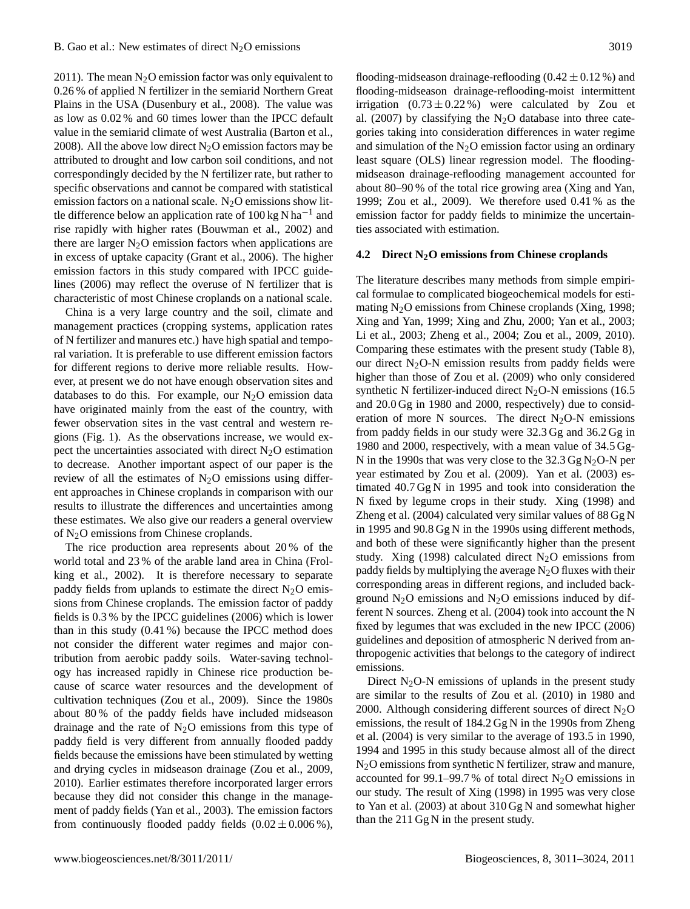2011). The mean $N_2O$ emission factor was only equivalent to 0.26 % of applied N fertilizer in the semiarid Northern Great Plains in the USA (Dusenbury et al., 2008). The value was as low as 0.02 % and 60 times lower than the IPCC default value in the semiarid climate of west Australia (Barton et al., 2008). All the above low direct $N_2O$ emission factors may be attributed to drought and low carbon soil conditions, and not correspondingly decided by the N fertilizer rate, but rather to specific observations and cannot be compared with statistical emission factors on a national scale. $N_2O$ emissions show little difference below an application rate of 100 kg N $ha^{-1}$ and rise rapidly with higher rates (Bouwman et al., 2002) and there are larger $N_2O$ emission factors when applications are in excess of uptake capacity (Grant et al., 2006). The higher emission factors in this study compared with IPCC guidelines (2006) may reflect the overuse of N fertilizer that is characteristic of most Chinese croplands on a national scale.

China is a very large country and the soil, climate and management practices (cropping systems, application rates of N fertilizer and manures etc.) have high spatial and temporal variation. It is preferable to use different emission factors for different regions to derive more reliable results. However, at present we do not have enough observation sites and databases to do this. For example, our $N_2O$ emission data have originated mainly from the east of the country, with fewer observation sites in the vast central and western regions (Fig. 1). As the observations increase, we would expect the uncertainties associated with direct $N_2O$ estimation to decrease. Another important aspect of our paper is the review of all the estimates of $N_2O$ emissions using different approaches in Chinese croplands in comparison with our results to illustrate the differences and uncertainties among these estimates. We also give our readers a general overview of $N_2O$ emissions from Chinese croplands.

The rice production area represents about 20 % of the world total and 23 % of the arable land area in China (Frolking et al., 2002). It is therefore necessary to separate paddy fields from uplands to estimate the direct $N_2O$ emissions from Chinese croplands. The emission factor of paddy fields is 0.3 % by the IPCC guidelines (2006) which is lower than in this study (0.41 %) because the IPCC method does not consider the different water regimes and major contribution from aerobic paddy soils. Water-saving technology has increased rapidly in Chinese rice production because of scarce water resources and the development of cultivation techniques (Zou et al., 2009). Since the 1980s about 80 % of the paddy fields have included midseason drainage and the rate of $N_2O$ emissions from this type of paddy field is very different from annually flooded paddy fields because the emissions have been stimulated by wetting and drying cycles in midseason drainage (Zou et al., 2009, 2010). Earlier estimates therefore incorporated larger errors because they did not consider this change in the management of paddy fields (Yan et al., 2003). The emission factors from continuously flooded paddy fields ($0.02 \pm 0.006$ %), flooding-midseason drainage-reflooding ($0.42 \pm 0.12$ %) and flooding-midseason drainage-reflooding-moist intermittent irrigation ($0.73 \pm 0.22$ %) were calculated by Zou et al. (2007) by classifying the $N_2O$ database into three categories taking into consideration differences in water regime and simulation of the $N_2O$ emission factor using an ordinary least square (OLS) linear regression model. The flooding-midseason drainage-reflooding management accounted for about 80–90 % of the total rice growing area (Xing and Yan, 1999; Zou et al., 2009). We therefore used 0.41 % as the emission factor for paddy fields to minimize the uncertainties associated with estimation.

### 4.2 Direct $N_2O$ emissions from Chinese croplands

The literature describes many methods from simple empirical formulae to complicated biogeochemical models for estimating $N_2O$ emissions from Chinese croplands (Xing, 1998; Xing and Yan, 1999; Xing and Zhu, 2000; Yan et al., 2003; Li et al., 2003; Zheng et al., 2004; Zou et al., 2009, 2010). Comparing these estimates with the present study (Table 8), our direct $N_2O$-N emission results from paddy fields were higher than those of Zou et al. (2009) who only considered synthetic N fertilizer-induced direct $N_2O$-N emissions (16.5 and 20.0 Gg in 1980 and 2000, respectively) due to consideration of more N sources. The direct $N_2O$-N emissions from paddy fields in our study were 32.3 Gg and 36.2 Gg in 1980 and 2000, respectively, with a mean value of 34.5 Gg-N in the 1990s that was very close to the 32.3 Gg $N_2O$-N per year estimated by Zou et al. (2009). Yan et al. (2003) estimated 40.7 Gg N in 1995 and took into consideration the N fixed by legume crops in their study. Xing (1998) and Zheng et al. (2004) calculated very similar values of 88 Gg N in 1995 and 90.8 Gg N in the 1990s using different methods, and both of these were significantly higher than the present study. Xing (1998) calculated direct $N_2O$ emissions from paddy fields by multiplying the average $N_2O$ fluxes with their corresponding areas in different regions, and included background $N_2O$ emissions and $N_2O$ emissions induced by different N sources. Zheng et al. (2004) took into account the N fixed by legumes that was excluded in the new IPCC (2006) guidelines and deposition of atmospheric N derived from anthropogenic activities that belongs to the category of indirect emissions.

Direct $N_2O$-N emissions of uplands in the present study are similar to the results of Zou et al. (2010) in 1980 and 2000. Although considering different sources of direct $N_2O$ emissions, the result of 184.2 Gg N in the 1990s from Zheng et al. (2004) is very similar to the average of 193.5 in 1990, 1994 and 1995 in this study because almost all of the direct $N_2O$ emissions from synthetic N fertilizer, straw and manure, accounted for 99.1–99.7 % of total direct $N_2O$ emissions in our study. The result of Xing (1998) in 1995 was very close to Yan et al. (2003) at about 310 Gg N and somewhat higher than the 211 Gg N in the present study.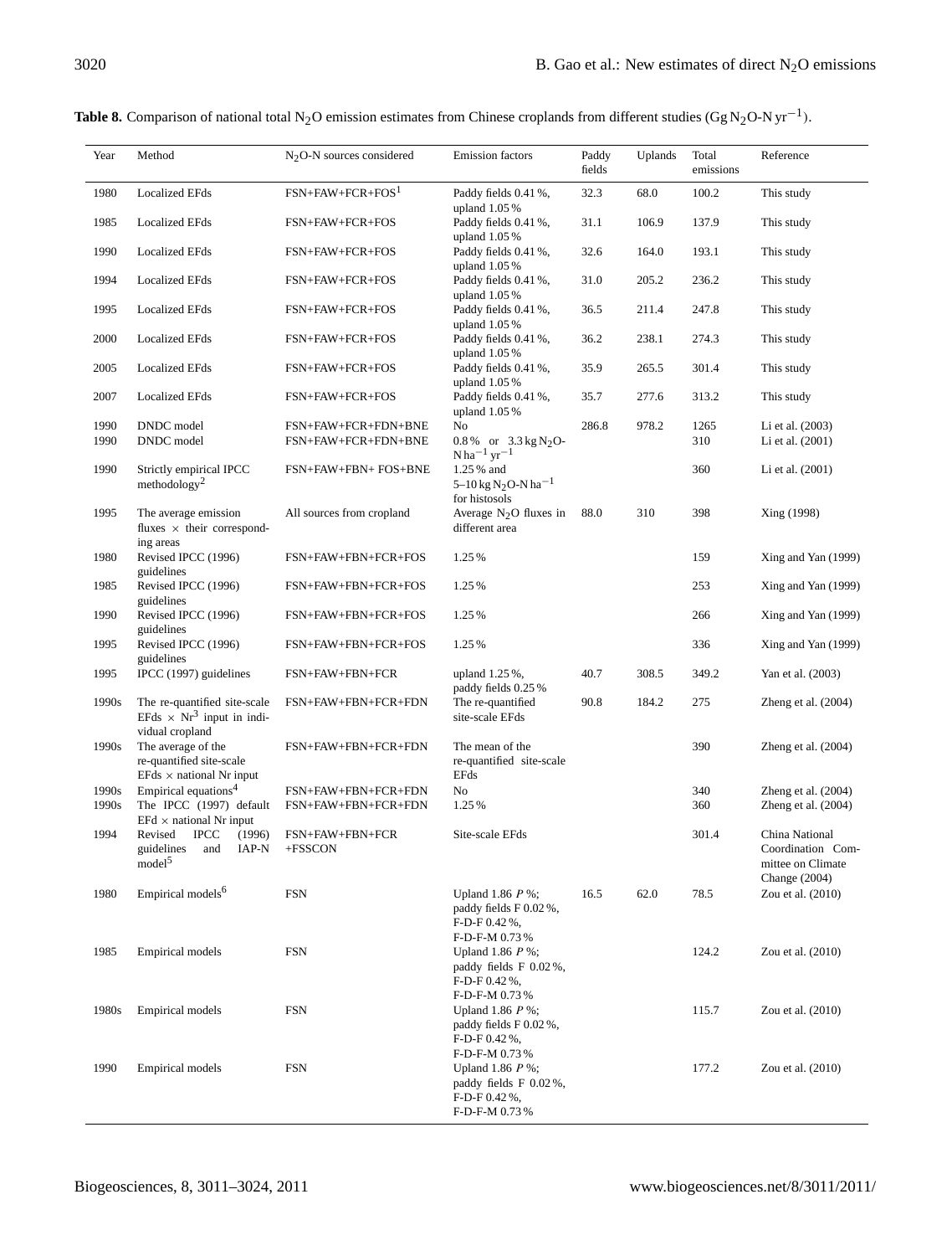**Table 8.** Comparison of national total $N_2O$ emission estimates from Chinese croplands from different studies ($Gg\,N_2O\text{-}N\,yr^{-1}$).

| Year | Method | $N_2O$-N sources considered | Emission factors | Paddy fields | Uplands | Total emissions | Reference |
|---|---|---|---|---|---|---|---|
| 1980 | Localized EFds | FSN+FAW+FCR+FOS[1] | Paddy fields 0.41 %, upland 1.05 % | 32.3 | 68.0 | 100.2 | This study |
| 1985 | Localized EFds | FSN+FAW+FCR+FOS | Paddy fields 0.41 %, upland 1.05 % | 31.1 | 106.9 | 137.9 | This study |
| 1990 | Localized EFds | FSN+FAW+FCR+FOS | Paddy fields 0.41 %, upland 1.05 % | 32.6 | 164.0 | 193.1 | This study |
| 1994 | Localized EFds | FSN+FAW+FCR+FOS | Paddy fields 0.41 %, upland 1.05 % | 31.0 | 205.2 | 236.2 | This study |
| 1995 | Localized EFds | FSN+FAW+FCR+FOS | Paddy fields 0.41 %, upland 1.05 % | 36.5 | 211.4 | 247.8 | This study |
| 2000 | Localized EFds | FSN+FAW+FCR+FOS | Paddy fields 0.41 %, upland 1.05 % | 36.2 | 238.1 | 274.3 | This study |
| 2005 | Localized EFds | FSN+FAW+FCR+FOS | Paddy fields 0.41 %, upland 1.05 % | 35.9 | 265.5 | 301.4 | This study |
| 2007 | Localized EFds | FSN+FAW+FCR+FOS | Paddy fields 0.41 %, upland 1.05 % | 35.7 | 277.6 | 313.2 | This study |
| 1990 | DNDC model | FSN+FAW+FCR+FDN+BNE | No | 286.8 | 978.2 | 1265 | Li et al. (2003) |
| 1990 | DNDC model | FSN+FAW+FCR+FDN+BNE | 0.8 % or $3.3\,kg\,N_2O\text{-}N\,ha^{-1}\,yr^{-1}$ | | | 310 | Li et al. (2001) |
| 1990 | Strictly empirical IPCC methodology[2] | FSN+FAW+FBN+ FOS+BNE | 1.25 % and 5–10 $kg\,N_2O\text{-}N\,ha^{-1}$ for histosols | | | 360 | Li et al. (2001) |
| 1995 | The average emission fluxes × their corresponding areas | All sources from cropland | Average $N_2O$ fluxes in different area | 88.0 | 310 | 398 | Xing (1998) |
| 1980 | Revised IPCC (1996) guidelines | FSN+FAW+FBN+FCR+FOS | 1.25 % | | | 159 | Xing and Yan (1999) |
| 1985 | Revised IPCC (1996) guidelines | FSN+FAW+FBN+FCR+FOS | 1.25 % | | | 253 | Xing and Yan (1999) |
| 1990 | Revised IPCC (1996) guidelines | FSN+FAW+FBN+FCR+FOS | 1.25 % | | | 266 | Xing and Yan (1999) |
| 1995 | Revised IPCC (1996) guidelines | FSN+FAW+FBN+FCR+FOS | 1.25 % | | | 336 | Xing and Yan (1999) |
| 1995 | IPCC (1997) guidelines | FSN+FAW+FBN+FCR | upland 1.25 %, paddy fields 0.25 % | 40.7 | 308.5 | 349.2 | Yan et al. (2003) |
| 1990s | The re-quantified site-scale EFds × Nr[3] input in individual cropland | FSN+FAW+FBN+FCR+FDN | The re-quantified site-scale EFds | 90.8 | 184.2 | 275 | Zheng et al. (2004) |
| 1990s | The average of the re-quantified site-scale EFds × national Nr input | FSN+FAW+FBN+FCR+FDN | The mean of the re-quantified site-scale EFds | | | 390 | Zheng et al. (2004) |
| 1990s | Empirical equations[4] | FSN+FAW+FBN+FCR+FDN | No | | | 340 | Zheng et al. (2004) |
| 1990s | The IPCC (1997) default EFd × national Nr input | FSN+FAW+FBN+FCR+FDN | 1.25 % | | | 360 | Zheng et al. (2004) |
| 1994 | Revised IPCC (1996) guidelines and IAP-N model[5] | FSN+FAW+FBN+FCR +FSSCON | Site-scale EFds | | | 301.4 | China National Coordination Committee on Climate Change (2004) |
| 1980 | Empirical models[6] | FSN | Upland 1.86 $P$ %; paddy fields F 0.02 %, F-D-F 0.42 %, F-D-F-M 0.73 % | 16.5 | 62.0 | 78.5 | Zou et al. (2010) |
| 1985 | Empirical models | FSN | Upland 1.86 $P$ %; paddy fields F 0.02 %, F-D-F 0.42 %, F-D-F-M 0.73 % | | | 124.2 | Zou et al. (2010) |
| 1980s | Empirical models | FSN | Upland 1.86 $P$ %; paddy fields F 0.02 %, F-D-F 0.42 %, F-D-F-M 0.73 % | | | 115.7 | Zou et al. (2010) |
| 1990 | Empirical models | FSN | Upland 1.86 $P$ %; paddy fields F 0.02 %, F-D-F 0.42 %, F-D-F-M 0.73 % | | | 177.2 | Zou et al. (2010) |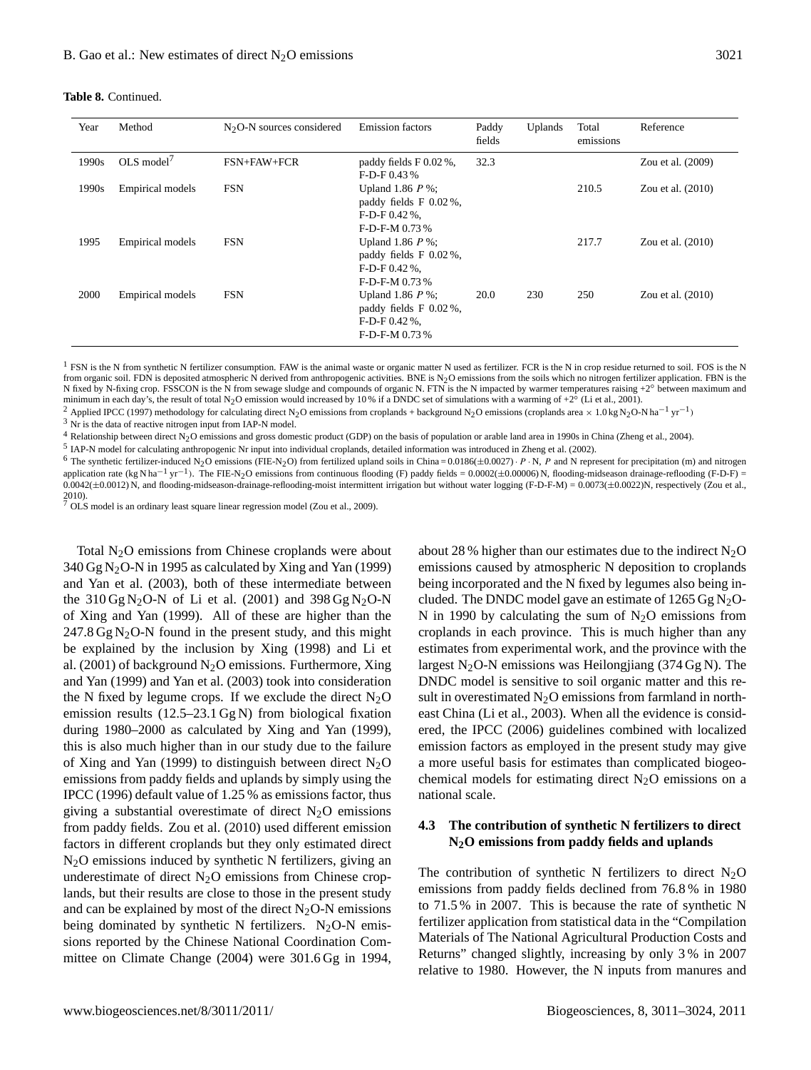**Table 8.** Continued.

| Year | Method | $N_2O$-N sources considered | Emission factors | Paddy fields | Uplands | Total emissions | Reference |
|---|---|---|---|---|---|---|---|
| 1990s | OLS model[7] | FSN+FAW+FCR | paddy fields F 0.02 %, F-D-F 0.43 % | 32.3 | | | Zou et al. (2009) |
| 1990s | Empirical models | FSN | Upland 1.86 *P* %; paddy fields F 0.02 %, F-D-F 0.42 %, F-D-F-M 0.73 % | | | 210.5 | Zou et al. (2010) |
| 1995 | Empirical models | FSN | Upland 1.86 *P* %; paddy fields F 0.02 %, F-D-F 0.42 %, F-D-F-M 0.73 % | | | 217.7 | Zou et al. (2010) |
| 2000 | Empirical models | FSN | Upland 1.86 *P* %; paddy fields F 0.02 %, F-D-F 0.42 %, F-D-F-M 0.73 % | 20.0 | 230 | 250 | Zou et al. (2010) |

[1] FSN is the N from synthetic N fertilizer consumption. FAW is the animal waste or organic matter N used as fertilizer. FCR is the N in crop residue returned to soil. FOS is the N from organic soil. FDN is deposited atmospheric N derived from anthropogenic activities. BNE is $N_2O$ emissions from the soils which no nitrogen fertilizer application. FBN is the N fixed by N-fixing crop. FSSCON is the N from sewage sludge and compounds of organic N. FTN is the N impacted by warmer temperatures raising +2° between maximum and minimum in each day's, the result of total $N_2O$ emission would increased by 10 % if a DNDC set of simulations with a warming of +2° (Li et al., 2001).

[2] Applied IPCC (1997) methodology for calculating direct $N_2O$ emissions from croplands + background $N_2O$ emissions (croplands area × 1.0 kg $N_2O$-N $ha^{-1}$ $yr^{-1}$)

[3] Nr is the data of reactive nitrogen input from IAP-N model.

[4] Relationship between direct $N_2O$ emissions and gross domestic product (GDP) on the basis of population or arable land area in 1990s in China (Zheng et al., 2004).

[5] IAP-N model for calculating anthropogenic Nr input into individual croplands, detailed information was introduced in Zheng et al. (2002).

[6] The synthetic fertilizer-induced $N_2O$ emissions (FIE-$N_2O$) from fertilized upland soils in China = 0.0186(±0.0027) · $P$ · N, $P$ and N represent for precipitation (m) and nitrogen application rate (kg N $ha^{-1}$ $yr^{-1}$). The FIE-$N_2O$ emissions from continuous flooding (F) paddy fields = 0.0002(±0.00006) N, flooding-midseason drainage-reflooding (F-D-F) = 0.0042(±0.0012) N, and flooding-midseason-drainage-reflooding-moist intermittent irrigation but without water logging (F-D-F-M) = 0.0073(±0.0022)N, respectively (Zou et al., 2010).

[7] OLS model is an ordinary least square linear regression model (Zou et al., 2009).

Total $N_2O$ emissions from Chinese croplands were about 340 Gg $N_2O$-N in 1995 as calculated by Xing and Yan (1999) and Yan et al. (2003), both of these intermediate between the 310 Gg $N_2O$-N of Li et al. (2001) and 398 Gg $N_2O$-N of Xing and Yan (1999). All of these are higher than the 247.8 Gg $N_2O$-N found in the present study, and this might be explained by the inclusion by Xing (1998) and Li et al. (2001) of background $N_2O$ emissions. Furthermore, Xing and Yan (1999) and Yan et al. (2003) took into consideration the N fixed by legume crops. If we exclude the direct $N_2O$ emission results (12.5–23.1 Gg N) from biological fixation during 1980–2000 as calculated by Xing and Yan (1999), this is also much higher than in our study due to the failure of Xing and Yan (1999) to distinguish between direct $N_2O$ emissions from paddy fields and uplands by simply using the IPCC (1996) default value of 1.25 % as emissions factor, thus giving a substantial overestimate of direct $N_2O$ emissions from paddy fields. Zou et al. (2010) used different emission factors in different croplands but they only estimated direct $N_2O$ emissions induced by synthetic N fertilizers, giving an underestimate of direct $N_2O$ emissions from Chinese croplands, but their results are close to those in the present study and can be explained by most of the direct $N_2O$-N emissions being dominated by synthetic N fertilizers. $N_2O$-N emissions reported by the Chinese National Coordination Committee on Climate Change (2004) were 301.6 Gg in 1994, about 28 % higher than our estimates due to the indirect $N_2O$ emissions caused by atmospheric N deposition to croplands being incorporated and the N fixed by legumes also being included. The DNDC model gave an estimate of 1265 Gg $N_2O$-N in 1990 by calculating the sum of $N_2O$ emissions from croplands in each province. This is much higher than any estimates from experimental work, and the province with the largest $N_2O$-N emissions was Heilongjiang (374 Gg N). The DNDC model is sensitive to soil organic matter and this result in overestimated $N_2O$ emissions from farmland in northeast China (Li et al., 2003). When all the evidence is considered, the IPCC (2006) guidelines combined with localized emission factors as employed in the present study may give a more useful basis for estimates than complicated biogeochemical models for estimating direct $N_2O$ emissions on a national scale.

### 4.3 The contribution of synthetic N fertilizers to direct $N_2O$ emissions from paddy fields and uplands

The contribution of synthetic N fertilizers to direct $N_2O$ emissions from paddy fields declined from 76.8 % in 1980 to 71.5 % in 2007. This is because the rate of synthetic N fertilizer application from statistical data in the "Compilation Materials of The National Agricultural Production Costs and Returns" changed slightly, increasing by only 3 % in 2007 relative to 1980. However, the N inputs from manures and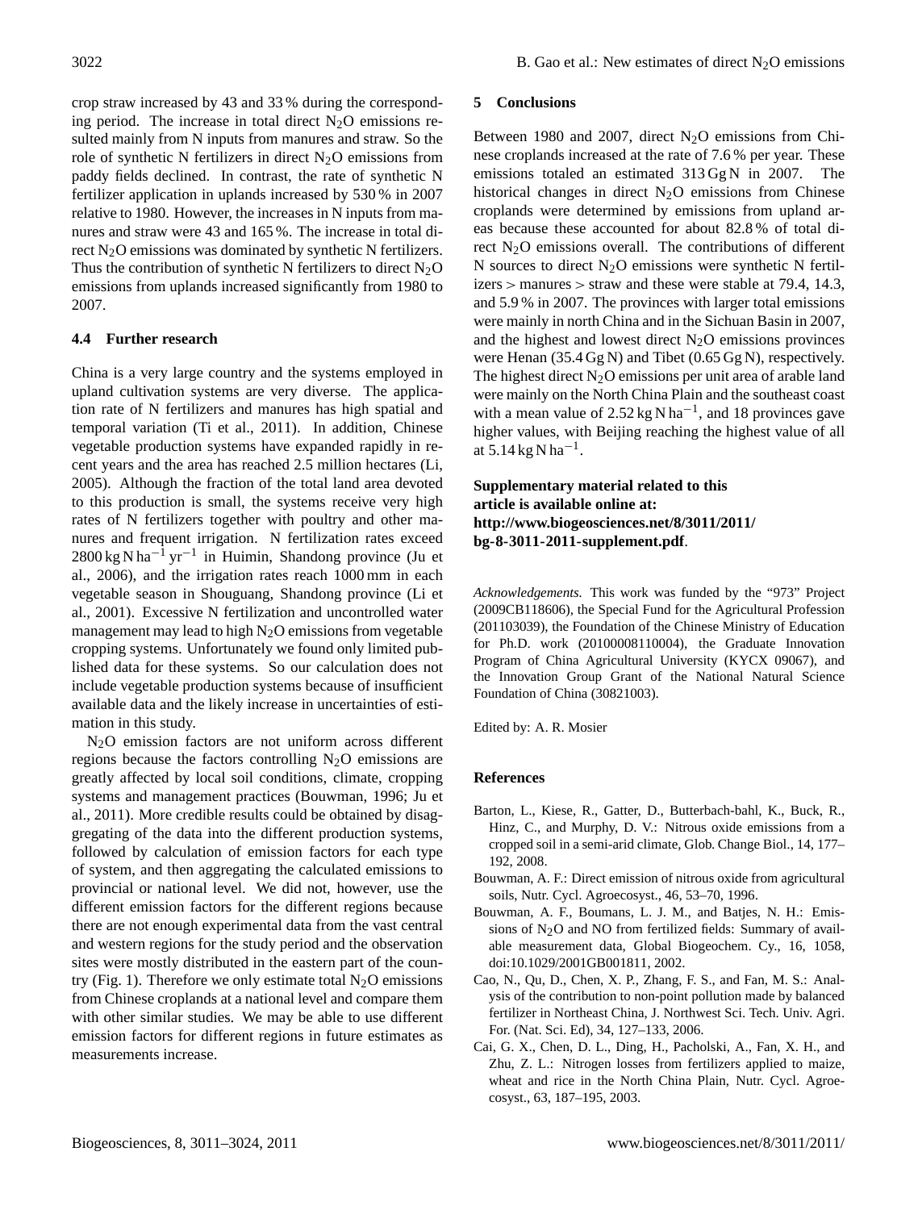crop straw increased by 43 and 33 % during the corresponding period. The increase in total direct $N_2O$ emissions resulted mainly from N inputs from manures and straw. So the role of synthetic N fertilizers in direct $N_2O$ emissions from paddy fields declined. In contrast, the rate of synthetic N fertilizer application in uplands increased by 530 % in 2007 relative to 1980. However, the increases in N inputs from manures and straw were 43 and 165 %. The increase in total direct $N_2O$ emissions was dominated by synthetic N fertilizers. Thus the contribution of synthetic N fertilizers to direct $N_2O$ emissions from uplands increased significantly from 1980 to 2007.

### 4.4 Further research

China is a very large country and the systems employed in upland cultivation systems are very diverse. The application rate of N fertilizers and manures has high spatial and temporal variation (Ti et al., 2011). In addition, Chinese vegetable production systems have expanded rapidly in recent years and the area has reached 2.5 million hectares (Li, 2005). Although the fraction of the total land area devoted to this production is small, the systems receive very high rates of N fertilizers together with poultry and other manures and frequent irrigation. N fertilization rates exceed 2800 kg N $ha^{-1}$ $yr^{-1}$ in Huimin, Shandong province (Ju et al., 2006), and the irrigation rates reach 1000 mm in each vegetable season in Shouguang, Shandong province (Li et al., 2001). Excessive N fertilization and uncontrolled water management may lead to high $N_2O$ emissions from vegetable cropping systems. Unfortunately we found only limited published data for these systems. So our calculation does not include vegetable production systems because of insufficient available data and the likely increase in uncertainties of estimation in this study.

$N_2O$ emission factors are not uniform across different regions because the factors controlling $N_2O$ emissions are greatly affected by local soil conditions, climate, cropping systems and management practices (Bouwman, 1996; Ju et al., 2011). More credible results could be obtained by disaggregating of the data into the different production systems, followed by calculation of emission factors for each type of system, and then aggregating the calculated emissions to provincial or national level. We did not, however, use the different emission factors for the different regions because there are not enough experimental data from the vast central and western regions for the study period and the observation sites were mostly distributed in the eastern part of the country (Fig. 1). Therefore we only estimate total $N_2O$ emissions from Chinese croplands at a national level and compare them with other similar studies. We may be able to use different emission factors for different regions in future estimates as measurements increase.

## 5 Conclusions

Between 1980 and 2007, direct $N_2O$ emissions from Chinese croplands increased at the rate of 7.6 % per year. These emissions totaled an estimated 313 Gg N in 2007. The historical changes in direct $N_2O$ emissions from Chinese croplands were determined by emissions from upland areas because these accounted for about 82.8 % of total direct $N_2O$ emissions overall. The contributions of different N sources to direct $N_2O$ emissions were synthetic N fertilizers > manures > straw and these were stable at 79.4, 14.3, and 5.9 % in 2007. The provinces with larger total emissions were mainly in north China and in the Sichuan Basin in 2007, and the highest and lowest direct $N_2O$ emissions provinces were Henan (35.4 Gg N) and Tibet (0.65 Gg N), respectively. The highest direct $N_2O$ emissions per unit area of arable land were mainly on the North China Plain and the southeast coast with a mean value of 2.52 kg N $ha^{-1}$, and 18 provinces gave higher values, with Beijing reaching the highest value of all at 5.14 kg N $ha^{-1}$.

**Supplementary material related to this article is available online at: http://www.biogeosciences.net/8/3011/2011/bg-8-3011-2011-supplement.pdf.**

*Acknowledgements.* This work was funded by the "973" Project (2009CB118606), the Special Fund for the Agricultural Profession (201103039), the Foundation of the Chinese Ministry of Education for Ph.D. work (20100008110004), the Graduate Innovation Program of China Agricultural University (KYCX 09067), and the Innovation Group Grant of the National Natural Science Foundation of China (30821003).

Edited by: A. R. Mosier

## References

Barton, L., Kiese, R., Gatter, D., Butterbach-bahl, K., Buck, R., Hinz, C., and Murphy, D. V.: Nitrous oxide emissions from a cropped soil in a semi-arid climate, Glob. Change Biol., 14, 177–192, 2008.

Bouwman, A. F.: Direct emission of nitrous oxide from agricultural soils, Nutr. Cycl. Agroecosyst., 46, 53–70, 1996.

Bouwman, A. F., Boumans, L. J. M., and Batjes, N. H.: Emissions of $N_2O$ and NO from fertilized fields: Summary of available measurement data, Global Biogeochem. Cy., 16, 1058, doi:10.1029/2001GB001811, 2002.

Cao, N., Qu, D., Chen, X. P., Zhang, F. S., and Fan, M. S.: Analysis of the contribution to non-point pollution made by balanced fertilizer in Northeast China, J. Northwest Sci. Tech. Univ. Agri. For. (Nat. Sci. Ed), 34, 127–133, 2006.

Cai, G. X., Chen, D. L., Ding, H., Pacholski, A., Fan, X. H., and Zhu, Z. L.: Nitrogen losses from fertilizers applied to maize, wheat and rice in the North China Plain, Nutr. Cycl. Agroecosyst., 63, 187–195, 2003.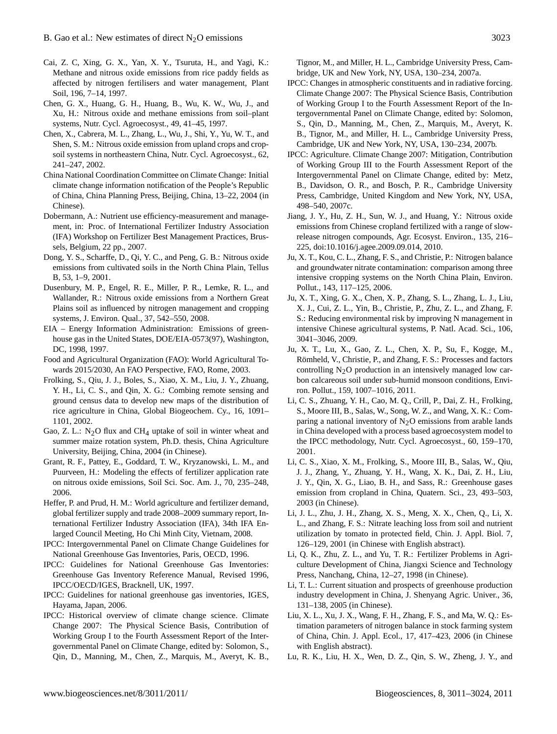Cai, Z. C, Xing, G. X., Yan, X. Y., Tsuruta, H., and Yagi, K.: Methane and nitrous oxide emissions from rice paddy fields as affected by nitrogen fertilisers and water management, Plant Soil, 196, 7–14, 1997.

Chen, G. X., Huang, G. H., Huang, B., Wu, K. W., Wu, J., and Xu, H.: Nitrous oxide and methane emissions from soil–plant systems, Nutr. Cycl. Agroecosyst., 49, 41–45, 1997.

Chen, X., Cabrera, M. L., Zhang, L., Wu, J., Shi, Y., Yu, W. T., and Shen, S. M.: Nitrous oxide emission from upland crops and crop-soil systems in northeastern China, Nutr. Cycl. Agroecosyst., 62, 241–247, 2002.

China National Coordination Committee on Climate Change: Initial climate change information notification of the People's Republic of China, China Planning Press, Beijing, China, 13–22, 2004 (in Chinese).

Dobermann, A.: Nutrient use efficiency-measurement and management, in: Proc. of International Fertilizer Industry Association (IFA) Workshop on Fertilizer Best Management Practices, Brussels, Belgium, 22 pp., 2007.

Dong, Y. S., Scharffe, D., Qi, Y. C., and Peng, G. B.: Nitrous oxide emissions from cultivated soils in the North China Plain, Tellus B, 53, 1–9, 2001.

Dusenbury, M. P., Engel, R. E., Miller, P. R., Lemke, R. L., and Wallander, R.: Nitrous oxide emissions from a Northern Great Plains soil as influenced by nitrogen management and cropping systems, J. Environ. Qual., 37, 542–550, 2008.

EIA – Energy Information Administration: Emissions of greenhouse gas in the United States, DOE/EIA-0573(97), Washington, DC, 1998, 1997.

Food and Agricultural Organization (FAO): World Agricultural Towards 2015/2030, An FAO Perspective, FAO, Rome, 2003.

Frolking, S., Qiu, J. J., Boles, S., Xiao, X. M., Liu, J. Y., Zhuang, Y. H., Li, C. S., and Qin, X. G.: Combing remote sensing and ground census data to develop new maps of the distribution of rice agriculture in China, Global Biogeochem. Cy., 16, 1091–1101, 2002.

Gao, Z. L.: $N_2O$ flux and $CH_4$ uptake of soil in winter wheat and summer maize rotation system, Ph.D. thesis, China Agriculture University, Beijing, China, 2004 (in Chinese).

Grant, R. F., Pattey, E., Goddard, T. W., Kryzanowski, L. M., and Puurveen, H.: Modeling the effects of fertilizer application rate on nitrous oxide emissions, Soil Sci. Soc. Am. J., 70, 235–248, 2006.

Heffer, P. and Prud, H. M.: World agriculture and fertilizer demand, global fertilizer supply and trade 2008–2009 summary report, International Fertilizer Industry Association (IFA), 34th IFA Enlarged Council Meeting, Ho Chi Minh City, Vietnam, 2008.

IPCC: Intergovernmental Panel on Climate Change Guidelines for National Greenhouse Gas Inventories, Paris, OECD, 1996.

IPCC: Guidelines for National Greenhouse Gas Inventories: Greenhouse Gas Inventory Reference Manual, Revised 1996, IPCC/OECD/IGES, Bracknell, UK, 1997.

IPCC: Guidelines for national greenhouse gas inventories, IGES, Hayama, Japan, 2006.

IPCC: Historical overview of climate change science. Climate Change 2007: The Physical Science Basis, Contribution of Working Group I to the Fourth Assessment Report of the Intergovernmental Panel on Climate Change, edited by: Solomon, S., Qin, D., Manning, M., Chen, Z., Marquis, M., Averyt, K. B., Tignor, M., and Miller, H. L., Cambridge University Press, Cambridge, UK and New York, NY, USA, 130–234, 2007a.

IPCC: Changes in atmospheric constituents and in radiative forcing. Climate Change 2007: The Physical Science Basis, Contribution of Working Group I to the Fourth Assessment Report of the Intergovernmental Panel on Climate Change, edited by: Solomon, S., Qin, D., Manning, M., Chen, Z., Marquis, M., Averyt, K. B., Tignor, M., and Miller, H. L., Cambridge University Press, Cambridge, UK and New York, NY, USA, 130–234, 2007b.

IPCC: Agriculture. Climate Change 2007: Mitigation, Contribution of Working Group III to the Fourth Assessment Report of the Intergovernmental Panel on Climate Change, edited by: Metz, B., Davidson, O. R., and Bosch, P. R., Cambridge University Press, Cambridge, United Kingdom and New York, NY, USA, 498–540, 2007c.

Jiang, J. Y., Hu, Z. H., Sun, W. J., and Huang, Y.: Nitrous oxide emissions from Chinese cropland fertilized with a range of slow-release nitrogen compounds, Agr. Ecosyst. Environ., 135, 216–225, doi:10.1016/j.agee.2009.09.014, 2010.

Ju, X. T., Kou, C. L., Zhang, F. S., and Christie, P.: Nitrogen balance and groundwater nitrate contamination: comparison among three intensive cropping systems on the North China Plain, Environ. Pollut., 143, 117–125, 2006.

Ju, X. T., Xing, G. X., Chen, X. P., Zhang, S. L., Zhang, L. J., Liu, X. J., Cui, Z. L., Yin, B., Christie, P., Zhu, Z. L., and Zhang, F. S.: Reducing environmental risk by improving N management in intensive Chinese agricultural systems, P. Natl. Acad. Sci., 106, 3041–3046, 2009.

Ju, X. T., Lu, X., Gao, Z. L., Chen, X. P., Su, F., Kogge, M., Römheld, V., Christie, P., and Zhang, F. S.: Processes and factors controlling $N_2O$ production in an intensively managed low carbon calcareous soil under sub-humid monsoon conditions, Environ. Pollut., 159, 1007–1016, 2011.

Li, C. S., Zhuang, Y. H., Cao, M. Q., Crill, P., Dai, Z. H., Frolking, S., Moore III, B., Salas, W., Song, W. Z., and Wang, X. K.: Comparing a national inventory of $N_2O$ emissions from arable lands in China developed with a process based agroecosystem model to the IPCC methodology, Nutr. Cycl. Agroecosyst., 60, 159–170, 2001.

Li, C. S., Xiao, X. M., Frolking, S., Moore III, B., Salas, W., Qiu, J. J., Zhang, Y., Zhuang, Y. H., Wang, X. K., Dai, Z. H., Liu, J. Y., Qin, X. G., Liao, B. H., and Sass, R.: Greenhouse gases emission from cropland in China, Quatern. Sci., 23, 493–503, 2003 (in Chinese).

Li, J. L., Zhu, J. H., Zhang, X. S., Meng, X. X., Chen, Q., Li, X. L., and Zhang, F. S.: Nitrate leaching loss from soil and nutrient utilization by tomato in protected field, Chin. J. Appl. Biol. 7, 126–129, 2001 (in Chinese with English abstract).

Li, Q. K., Zhu, Z. L., and Yu, T. R.: Fertilizer Problems in Agriculture Development of China, Jiangxi Science and Technology Press, Nanchang, China, 12–27, 1998 (in Chinese).

Li, T. L.: Current situation and prospects of greenhouse production industry development in China, J. Shenyang Agric. Univer., 36, 131–138, 2005 (in Chinese).

Liu, X. L., Xu, J. X., Wang, F. H., Zhang, F. S., and Ma, W. Q.: Estimation parameters of nitrogen balance in stock farming system of China, Chin. J. Appl. Ecol., 17, 417–423, 2006 (in Chinese with English abstract).

Lu, R. K., Liu, H. X., Wen, D. Z., Qin, S. W., Zheng, J. Y., and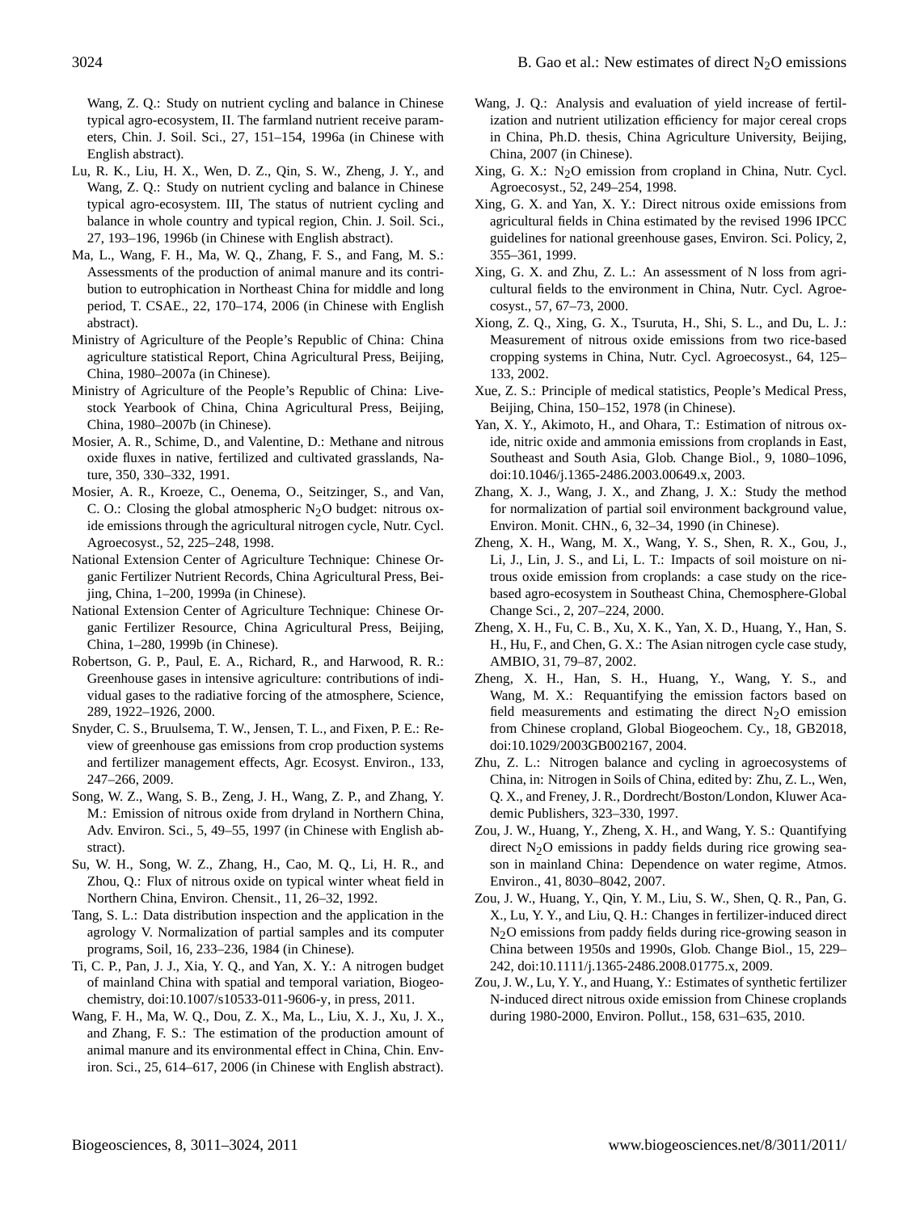Wang, Z. Q.: Study on nutrient cycling and balance in Chinese typical agro-ecosystem, II. The farmland nutrient receive parameters, Chin. J. Soil. Sci., 27, 151–154, 1996a (in Chinese with English abstract).

Lu, R. K., Liu, H. X., Wen, D. Z., Qin, S. W., Zheng, J. Y., and Wang, Z. Q.: Study on nutrient cycling and balance in Chinese typical agro-ecosystem. III, The status of nutrient cycling and balance in whole country and typical region, Chin. J. Soil. Sci., 27, 193–196, 1996b (in Chinese with English abstract).

Ma, L., Wang, F. H., Ma, W. Q., Zhang, F. S., and Fang, M. S.: Assessments of the production of animal manure and its contribution to eutrophication in Northeast China for middle and long period, T. CSAE., 22, 170–174, 2006 (in Chinese with English abstract).

Ministry of Agriculture of the People's Republic of China: China agriculture statistical Report, China Agricultural Press, Beijing, China, 1980–2007a (in Chinese).

Ministry of Agriculture of the People's Republic of China: Livestock Yearbook of China, China Agricultural Press, Beijing, China, 1980–2007b (in Chinese).

Mosier, A. R., Schime, D., and Valentine, D.: Methane and nitrous oxide fluxes in native, fertilized and cultivated grasslands, Nature, 350, 330–332, 1991.

Mosier, A. R., Kroeze, C., Oenema, O., Seitzinger, S., and Van, C. O.: Closing the global atmospheric $N_2O$ budget: nitrous oxide emissions through the agricultural nitrogen cycle, Nutr. Cycl. Agroecosyst., 52, 225–248, 1998.

National Extension Center of Agriculture Technique: Chinese Organic Fertilizer Nutrient Records, China Agricultural Press, Beijing, China, 1–200, 1999a (in Chinese).

National Extension Center of Agriculture Technique: Chinese Organic Fertilizer Resource, China Agricultural Press, Beijing, China, 1–280, 1999b (in Chinese).

Robertson, G. P., Paul, E. A., Richard, R., and Harwood, R. R.: Greenhouse gases in intensive agriculture: contributions of individual gases to the radiative forcing of the atmosphere, Science, 289, 1922–1926, 2000.

Snyder, C. S., Bruulsema, T. W., Jensen, T. L., and Fixen, P. E.: Review of greenhouse gas emissions from crop production systems and fertilizer management effects, Agr. Ecosyst. Environ., 133, 247–266, 2009.

Song, W. Z., Wang, S. B., Zeng, J. H., Wang, Z. P., and Zhang, Y. M.: Emission of nitrous oxide from dryland in Northern China, Adv. Environ. Sci., 5, 49–55, 1997 (in Chinese with English abstract).

Su, W. H., Song, W. Z., Zhang, H., Cao, M. Q., Li, H. R., and Zhou, Q.: Flux of nitrous oxide on typical winter wheat field in Northern China, Environ. Chensit., 11, 26–32, 1992.

Tang, S. L.: Data distribution inspection and the application in the agrology V. Normalization of partial samples and its computer programs, Soil, 16, 233–236, 1984 (in Chinese).

Ti, C. P., Pan, J. J., Xia, Y. Q., and Yan, X. Y.: A nitrogen budget of mainland China with spatial and temporal variation, Biogeochemistry, doi:10.1007/s10533-011-9606-y, in press, 2011.

Wang, F. H., Ma, W. Q., Dou, Z. X., Ma, L., Liu, X. J., Xu, J. X., and Zhang, F. S.: The estimation of the production amount of animal manure and its environmental effect in China, Chin. Environ. Sci., 25, 614–617, 2006 (in Chinese with English abstract).

Wang, J. Q.: Analysis and evaluation of yield increase of fertilization and nutrient utilization efficiency for major cereal crops in China, Ph.D. thesis, China Agriculture University, Beijing, China, 2007 (in Chinese).

Xing, G. X.: $N_2O$ emission from cropland in China, Nutr. Cycl. Agroecosyst., 52, 249–254, 1998.

Xing, G. X. and Yan, X. Y.: Direct nitrous oxide emissions from agricultural fields in China estimated by the revised 1996 IPCC guidelines for national greenhouse gases, Environ. Sci. Policy, 2, 355–361, 1999.

Xing, G. X. and Zhu, Z. L.: An assessment of N loss from agricultural fields to the environment in China, Nutr. Cycl. Agroecosyst., 57, 67–73, 2000.

Xiong, Z. Q., Xing, G. X., Tsuruta, H., Shi, S. L., and Du, L. J.: Measurement of nitrous oxide emissions from two rice-based cropping systems in China, Nutr. Cycl. Agroecosyst., 64, 125–133, 2002.

Xue, Z. S.: Principle of medical statistics, People's Medical Press, Beijing, China, 150–152, 1978 (in Chinese).

Yan, X. Y., Akimoto, H., and Ohara, T.: Estimation of nitrous oxide, nitric oxide and ammonia emissions from croplands in East, Southeast and South Asia, Glob. Change Biol., 9, 1080–1096, doi:10.1046/j.1365-2486.2003.00649.x, 2003.

Zhang, X. J., Wang, J. X., and Zhang, J. X.: Study the method for normalization of partial soil environment background value, Environ. Monit. CHN., 6, 32–34, 1990 (in Chinese).

Zheng, X. H., Wang, M. X., Wang, Y. S., Shen, R. X., Gou, J., Li, J., Lin, J. S., and Li, L. T.: Impacts of soil moisture on nitrous oxide emission from croplands: a case study on the rice-based agro-ecosystem in Southeast China, Chemosphere-Global Change Sci., 2, 207–224, 2000.

Zheng, X. H., Fu, C. B., Xu, X. K., Yan, X. D., Huang, Y., Han, S. H., Hu, F., and Chen, G. X.: The Asian nitrogen cycle case study, AMBIO, 31, 79–87, 2002.

Zheng, X. H., Han, S. H., Huang, Y., Wang, Y. S., and Wang, M. X.: Requantifying the emission factors based on field measurements and estimating the direct $N_2O$ emission from Chinese cropland, Global Biogeochem. Cy., 18, GB2018, doi:10.1029/2003GB002167, 2004.

Zhu, Z. L.: Nitrogen balance and cycling in agroecosystems of China, in: Nitrogen in Soils of China, edited by: Zhu, Z. L., Wen, Q. X., and Freney, J. R., Dordrecht/Boston/London, Kluwer Academic Publishers, 323–330, 1997.

Zou, J. W., Huang, Y., Zheng, X. H., and Wang, Y. S.: Quantifying direct $N_2O$ emissions in paddy fields during rice growing season in mainland China: Dependence on water regime, Atmos. Environ., 41, 8030–8042, 2007.

Zou, J. W., Huang, Y., Qin, Y. M., Liu, S. W., Shen, Q. R., Pan, G. X., Lu, Y. Y., and Liu, Q. H.: Changes in fertilizer-induced direct $N_2O$ emissions from paddy fields during rice-growing season in China between 1950s and 1990s, Glob. Change Biol., 15, 229–242, doi:10.1111/j.1365-2486.2008.01775.x, 2009.

Zou, J. W., Lu, Y. Y., and Huang, Y.: Estimates of synthetic fertilizer N-induced direct nitrous oxide emission from Chinese croplands during 1980-2000, Environ. Pollut., 158, 631–635, 2010.